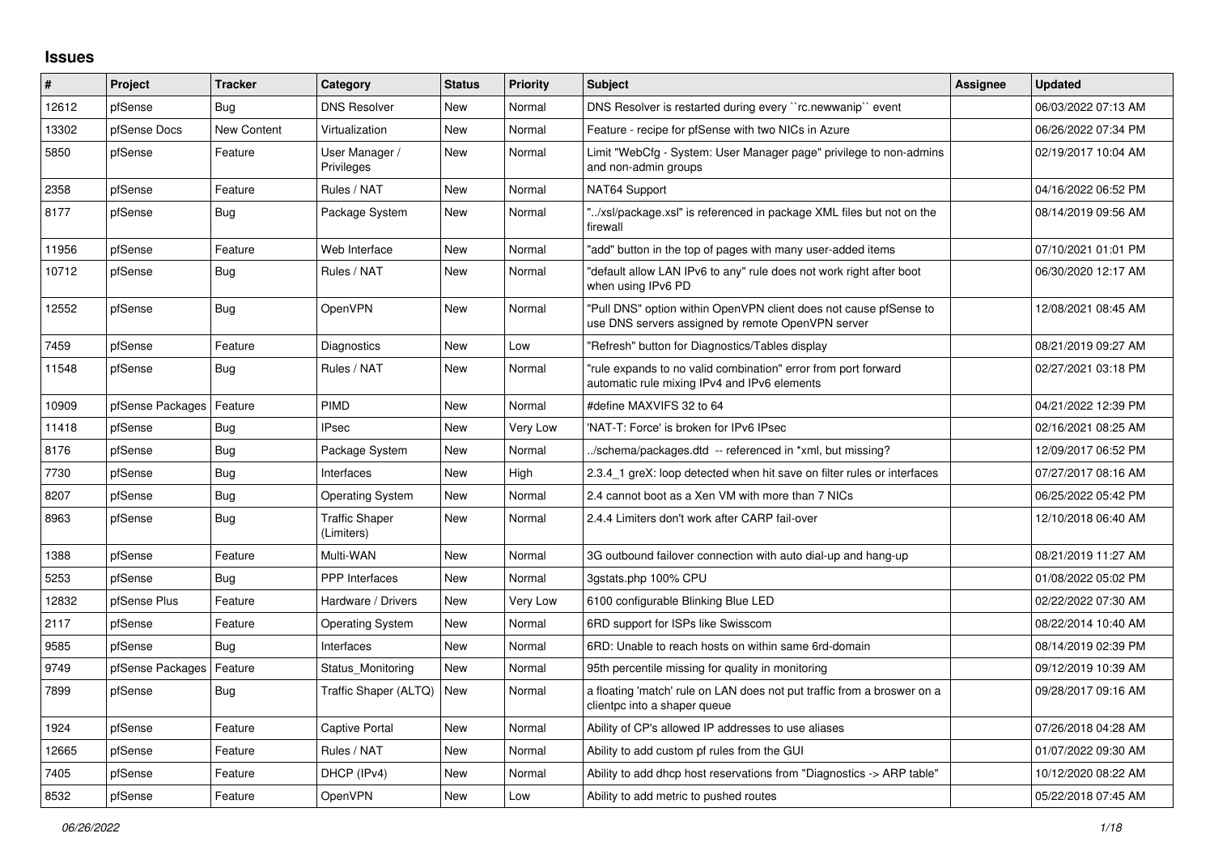# Issues

| # | Project | Tracker | Category | Status | Priority | Subject | Assignee | Updated |
|---|---|---|---|---|---|---|---|---|
| 12612 | pfSense | Bug | DNS Resolver | New | Normal | DNS Resolver is restarted during every ``rc.newwanip`` event | | 06/03/2022 07:13 AM |
| 13302 | pfSense Docs | New Content | Virtualization | New | Normal | Feature - recipe for pfSense with two NICs in Azure | | 06/26/2022 07:34 PM |
| 5850 | pfSense | Feature | User Manager / Privileges | New | Normal | Limit "WebCfg - System: User Manager page" privilege to non-admins and non-admin groups | | 02/19/2017 10:04 AM |
| 2358 | pfSense | Feature | Rules / NAT | New | Normal | NAT64 Support | | 04/16/2022 06:52 PM |
| 8177 | pfSense | Bug | Package System | New | Normal | "../xsl/package.xsl" is referenced in package XML files but not on the firewall | | 08/14/2019 09:56 AM |
| 11956 | pfSense | Feature | Web Interface | New | Normal | "add" button in the top of pages with many user-added items | | 07/10/2021 01:01 PM |
| 10712 | pfSense | Bug | Rules / NAT | New | Normal | "default allow LAN IPv6 to any" rule does not work right after boot when using IPv6 PD | | 06/30/2020 12:17 AM |
| 12552 | pfSense | Bug | OpenVPN | New | Normal | "Pull DNS" option within OpenVPN client does not cause pfSense to use DNS servers assigned by remote OpenVPN server | | 12/08/2021 08:45 AM |
| 7459 | pfSense | Feature | Diagnostics | New | Low | "Refresh" button for Diagnostics/Tables display | | 08/21/2019 09:27 AM |
| 11548 | pfSense | Bug | Rules / NAT | New | Normal | "rule expands to no valid combination" error from port forward automatic rule mixing IPv4 and IPv6 elements | | 02/27/2021 03:18 PM |
| 10909 | pfSense Packages | Feature | PIMD | New | Normal | #define MAXVIFS 32 to 64 | | 04/21/2022 12:39 PM |
| 11418 | pfSense | Bug | IPsec | New | Very Low | 'NAT-T: Force' is broken for IPv6 IPsec | | 02/16/2021 08:25 AM |
| 8176 | pfSense | Bug | Package System | New | Normal | ../schema/packages.dtd -- referenced in *xml, but missing? | | 12/09/2017 06:52 PM |
| 7730 | pfSense | Bug | Interfaces | New | High | 2.3.4_1 greX: loop detected when hit save on filter rules or interfaces | | 07/27/2017 08:16 AM |
| 8207 | pfSense | Bug | Operating System | New | Normal | 2.4 cannot boot as a Xen VM with more than 7 NICs | | 06/25/2022 05:42 PM |
| 8963 | pfSense | Bug | Traffic Shaper (Limiters) | New | Normal | 2.4.4 Limiters don't work after CARP fail-over | | 12/10/2018 06:40 AM |
| 1388 | pfSense | Feature | Multi-WAN | New | Normal | 3G outbound failover connection with auto dial-up and hang-up | | 08/21/2019 11:27 AM |
| 5253 | pfSense | Bug | PPP Interfaces | New | Normal | 3gstats.php 100% CPU | | 01/08/2022 05:02 PM |
| 12832 | pfSense Plus | Feature | Hardware / Drivers | New | Very Low | 6100 configurable Blinking Blue LED | | 02/22/2022 07:30 AM |
| 2117 | pfSense | Feature | Operating System | New | Normal | 6RD support for ISPs like Swisscom | | 08/22/2014 10:40 AM |
| 9585 | pfSense | Bug | Interfaces | New | Normal | 6RD: Unable to reach hosts on within same 6rd-domain | | 08/14/2019 02:39 PM |
| 9749 | pfSense Packages | Feature | Status_Monitoring | New | Normal | 95th percentile missing for quality in monitoring | | 09/12/2019 10:39 AM |
| 7899 | pfSense | Bug | Traffic Shaper (ALTQ) | New | Normal | a floating 'match' rule on LAN does not put traffic from a broswer on a clientpc into a shaper queue | | 09/28/2017 09:16 AM |
| 1924 | pfSense | Feature | Captive Portal | New | Normal | Ability of CP's allowed IP addresses to use aliases | | 07/26/2018 04:28 AM |
| 12665 | pfSense | Feature | Rules / NAT | New | Normal | Ability to add custom pf rules from the GUI | | 01/07/2022 09:30 AM |
| 7405 | pfSense | Feature | DHCP (IPv4) | New | Normal | Ability to add dhcp host reservations from "Diagnostics -> ARP table" | | 10/12/2020 08:22 AM |
| 8532 | pfSense | Feature | OpenVPN | New | Low | Ability to add metric to pushed routes | | 05/22/2018 07:45 AM |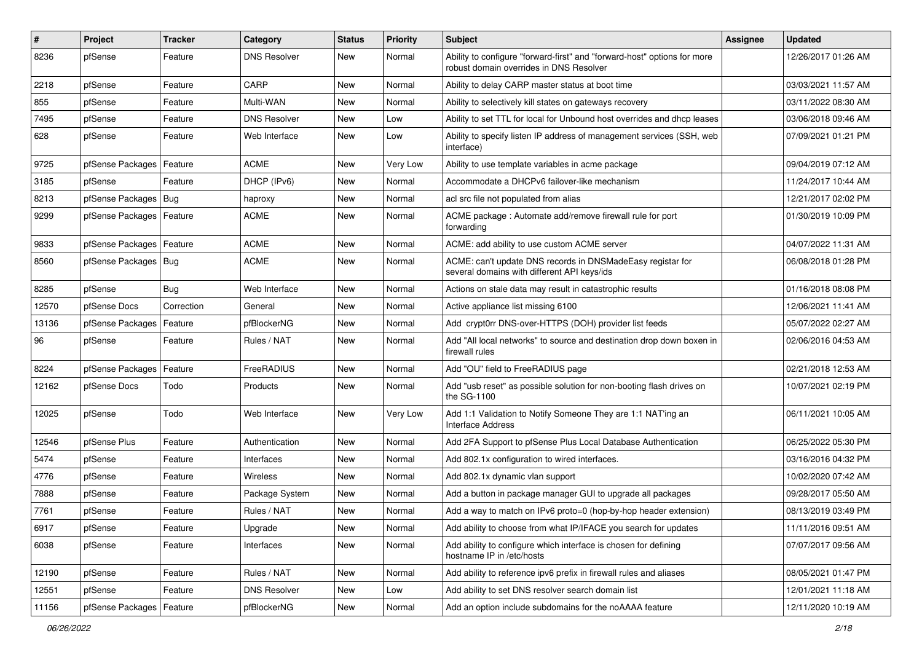| # | Project | Tracker | Category | Status | Priority | Subject | Assignee | Updated |
|---|---|---|---|---|---|---|---|---|
| 8236 | pfSense | Feature | DNS Resolver | New | Normal | Ability to configure "forward-first" and "forward-host" options for more robust domain overrides in DNS Resolver | | 12/26/2017 01:26 AM |
| 2218 | pfSense | Feature | CARP | New | Normal | Ability to delay CARP master status at boot time | | 03/03/2021 11:57 AM |
| 855 | pfSense | Feature | Multi-WAN | New | Normal | Ability to selectively kill states on gateways recovery | | 03/11/2022 08:30 AM |
| 7495 | pfSense | Feature | DNS Resolver | New | Low | Ability to set TTL for local for Unbound host overrides and dhcp leases | | 03/06/2018 09:46 AM |
| 628 | pfSense | Feature | Web Interface | New | Low | Ability to specify listen IP address of management services (SSH, web interface) | | 07/09/2021 01:21 PM |
| 9725 | pfSense Packages | Feature | ACME | New | Very Low | Ability to use template variables in acme package | | 09/04/2019 07:12 AM |
| 3185 | pfSense | Feature | DHCP (IPv6) | New | Normal | Accommodate a DHCPv6 failover-like mechanism | | 11/24/2017 10:44 AM |
| 8213 | pfSense Packages | Bug | haproxy | New | Normal | acl src file not populated from alias | | 12/21/2017 02:02 PM |
| 9299 | pfSense Packages | Feature | ACME | New | Normal | ACME package : Automate add/remove firewall rule for port forwarding | | 01/30/2019 10:09 PM |
| 9833 | pfSense Packages | Feature | ACME | New | Normal | ACME: add ability to use custom ACME server | | 04/07/2022 11:31 AM |
| 8560 | pfSense Packages | Bug | ACME | New | Normal | ACME: can't update DNS records in DNSMadeEasy registar for several domains with different API keys/ids | | 06/08/2018 01:28 PM |
| 8285 | pfSense | Bug | Web Interface | New | Normal | Actions on stale data may result in catastrophic results | | 01/16/2018 08:08 PM |
| 12570 | pfSense Docs | Correction | General | New | Normal | Active appliance list missing 6100 | | 12/06/2021 11:41 AM |
| 13136 | pfSense Packages | Feature | pfBlockerNG | New | Normal | Add crypt0rr DNS-over-HTTPS (DOH) provider list feeds | | 05/07/2022 02:27 AM |
| 96 | pfSense | Feature | Rules / NAT | New | Normal | Add "All local networks" to source and destination drop down boxen in firewall rules | | 02/06/2016 04:53 AM |
| 8224 | pfSense Packages | Feature | FreeRADIUS | New | Normal | Add "OU" field to FreeRADIUS page | | 02/21/2018 12:53 AM |
| 12162 | pfSense Docs | Todo | Products | New | Normal | Add "usb reset" as possible solution for non-booting flash drives on the SG-1100 | | 10/07/2021 02:19 PM |
| 12025 | pfSense | Todo | Web Interface | New | Very Low | Add 1:1 Validation to Notify Someone They are 1:1 NAT'ing an Interface Address | | 06/11/2021 10:05 AM |
| 12546 | pfSense Plus | Feature | Authentication | New | Normal | Add 2FA Support to pfSense Plus Local Database Authentication | | 06/25/2022 05:30 PM |
| 5474 | pfSense | Feature | Interfaces | New | Normal | Add 802.1x configuration to wired interfaces. | | 03/16/2016 04:32 PM |
| 4776 | pfSense | Feature | Wireless | New | Normal | Add 802.1x dynamic vlan support | | 10/02/2020 07:42 AM |
| 7888 | pfSense | Feature | Package System | New | Normal | Add a button in package manager GUI to upgrade all packages | | 09/28/2017 05:50 AM |
| 7761 | pfSense | Feature | Rules / NAT | New | Normal | Add a way to match on IPv6 proto=0 (hop-by-hop header extension) | | 08/13/2019 03:49 PM |
| 6917 | pfSense | Feature | Upgrade | New | Normal | Add ability to choose from what IP/IFACE you search for updates | | 11/11/2016 09:51 AM |
| 6038 | pfSense | Feature | Interfaces | New | Normal | Add ability to configure which interface is chosen for defining hostname IP in /etc/hosts | | 07/07/2017 09:56 AM |
| 12190 | pfSense | Feature | Rules / NAT | New | Normal | Add ability to reference ipv6 prefix in firewall rules and aliases | | 08/05/2021 01:47 PM |
| 12551 | pfSense | Feature | DNS Resolver | New | Low | Add ability to set DNS resolver search domain list | | 12/01/2021 11:18 AM |
| 11156 | pfSense Packages | Feature | pfBlockerNG | New | Normal | Add an option include subdomains for the noAAAA feature | | 12/11/2020 10:19 AM |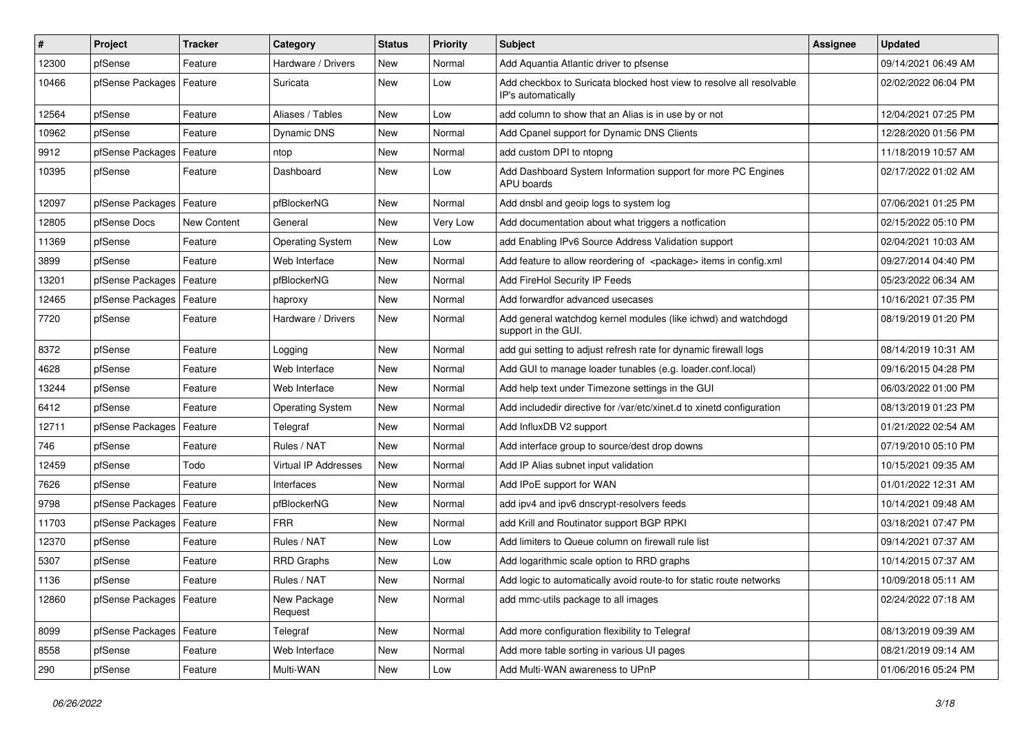| # | Project | Tracker | Category | Status | Priority | Subject | Assignee | Updated |
|---|---|---|---|---|---|---|---|---|
| 12300 | pfSense | Feature | Hardware / Drivers | New | Normal | Add Aquantia Atlantic driver to pfsense | | 09/14/2021 06:49 AM |
| 10466 | pfSense Packages | Feature | Suricata | New | Low | Add checkbox to Suricata blocked host view to resolve all resolvable IP's automatically | | 02/02/2022 06:04 PM |
| 12564 | pfSense | Feature | Aliases / Tables | New | Low | add column to show that an Alias is in use by or not | | 12/04/2021 07:25 PM |
| 10962 | pfSense | Feature | Dynamic DNS | New | Normal | Add Cpanel support for Dynamic DNS Clients | | 12/28/2020 01:56 PM |
| 9912 | pfSense Packages | Feature | ntop | New | Normal | add custom DPI to ntopng | | 11/18/2019 10:57 AM |
| 10395 | pfSense | Feature | Dashboard | New | Low | Add Dashboard System Information support for more PC Engines APU boards | | 02/17/2022 01:02 AM |
| 12097 | pfSense Packages | Feature | pfBlockerNG | New | Normal | Add dnsbl and geoip logs to system log | | 07/06/2021 01:25 PM |
| 12805 | pfSense Docs | New Content | General | New | Very Low | Add documentation about what triggers a notfication | | 02/15/2022 05:10 PM |
| 11369 | pfSense | Feature | Operating System | New | Low | add Enabling IPv6 Source Address Validation support | | 02/04/2021 10:03 AM |
| 3899 | pfSense | Feature | Web Interface | New | Normal | Add feature to allow reordering of <package> items in config.xml | | 09/27/2014 04:40 PM |
| 13201 | pfSense Packages | Feature | pfBlockerNG | New | Normal | Add FireHol Security IP Feeds | | 05/23/2022 06:34 AM |
| 12465 | pfSense Packages | Feature | haproxy | New | Normal | Add forwardfor advanced usecases | | 10/16/2021 07:35 PM |
| 7720 | pfSense | Feature | Hardware / Drivers | New | Normal | Add general watchdog kernel modules (like ichwd) and watchdogd support in the GUI. | | 08/19/2019 01:20 PM |
| 8372 | pfSense | Feature | Logging | New | Normal | add gui setting to adjust refresh rate for dynamic firewall logs | | 08/14/2019 10:31 AM |
| 4628 | pfSense | Feature | Web Interface | New | Normal | Add GUI to manage loader tunables (e.g. loader.conf.local) | | 09/16/2015 04:28 PM |
| 13244 | pfSense | Feature | Web Interface | New | Normal | Add help text under Timezone settings in the GUI | | 06/03/2022 01:00 PM |
| 6412 | pfSense | Feature | Operating System | New | Normal | Add includedir directive for /var/etc/xinet.d to xinetd configuration | | 08/13/2019 01:23 PM |
| 12711 | pfSense Packages | Feature | Telegraf | New | Normal | Add InfluxDB V2 support | | 01/21/2022 02:54 AM |
| 746 | pfSense | Feature | Rules / NAT | New | Normal | Add interface group to source/dest drop downs | | 07/19/2010 05:10 PM |
| 12459 | pfSense | Todo | Virtual IP Addresses | New | Normal | Add IP Alias subnet input validation | | 10/15/2021 09:35 AM |
| 7626 | pfSense | Feature | Interfaces | New | Normal | Add IPoE support for WAN | | 01/01/2022 12:31 AM |
| 9798 | pfSense Packages | Feature | pfBlockerNG | New | Normal | add ipv4 and ipv6 dnscrypt-resolvers feeds | | 10/14/2021 09:48 AM |
| 11703 | pfSense Packages | Feature | FRR | New | Normal | add Krill and Routinator support BGP RPKI | | 03/18/2021 07:47 PM |
| 12370 | pfSense | Feature | Rules / NAT | New | Low | Add limiters to Queue column on firewall rule list | | 09/14/2021 07:37 AM |
| 5307 | pfSense | Feature | RRD Graphs | New | Low | Add logarithmic scale option to RRD graphs | | 10/14/2015 07:37 AM |
| 1136 | pfSense | Feature | Rules / NAT | New | Normal | Add logic to automatically avoid route-to for static route networks | | 10/09/2018 05:11 AM |
| 12860 | pfSense Packages | Feature | New Package Request | New | Normal | add mmc-utils package to all images | | 02/24/2022 07:18 AM |
| 8099 | pfSense Packages | Feature | Telegraf | New | Normal | Add more configuration flexibility to Telegraf | | 08/13/2019 09:39 AM |
| 8558 | pfSense | Feature | Web Interface | New | Normal | Add more table sorting in various UI pages | | 08/21/2019 09:14 AM |
| 290 | pfSense | Feature | Multi-WAN | New | Low | Add Multi-WAN awareness to UPnP | | 01/06/2016 05:24 PM |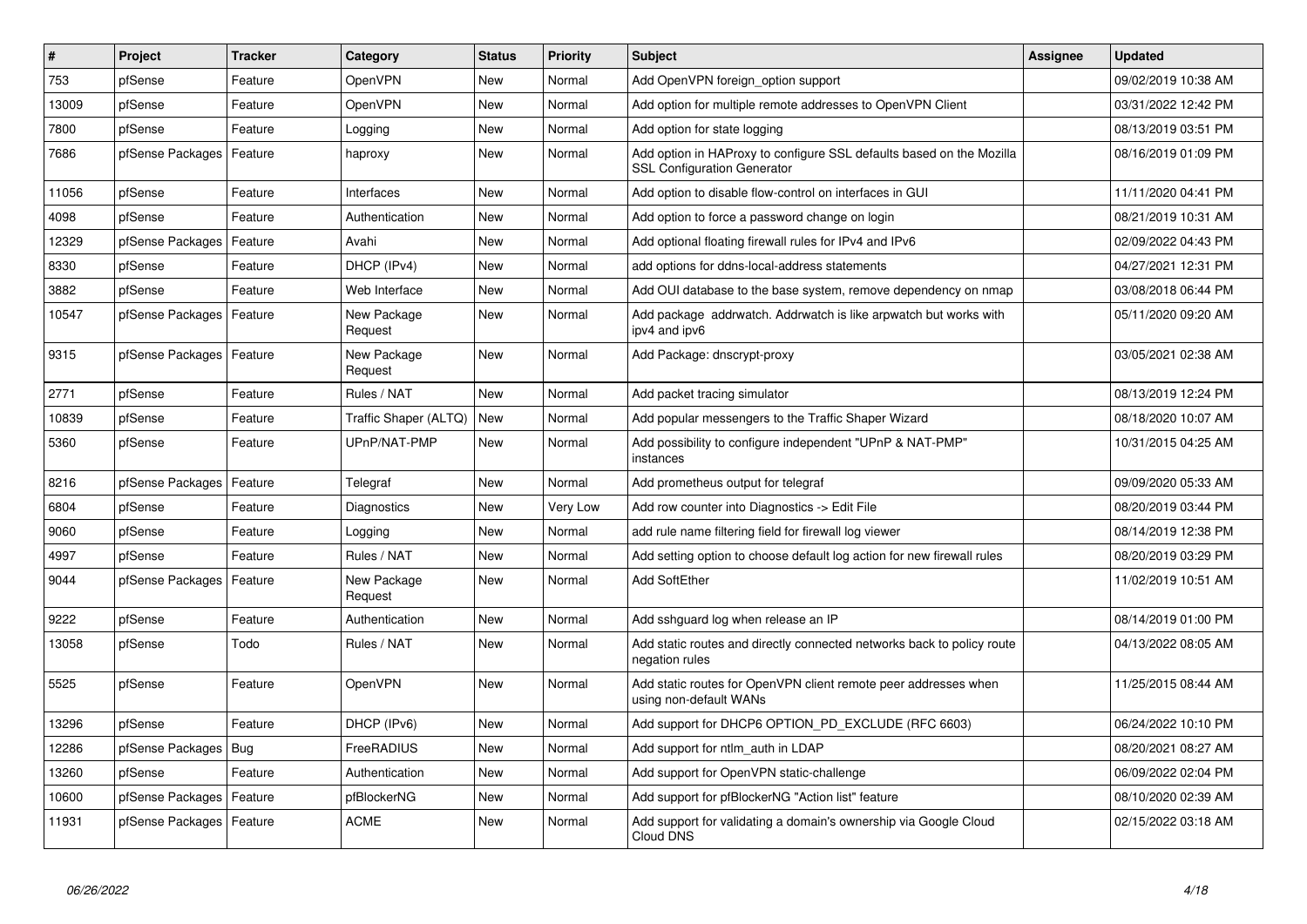| # | Project | Tracker | Category | Status | Priority | Subject | Assignee | Updated |
|---|---|---|---|---|---|---|---|---|
| 753 | pfSense | Feature | OpenVPN | New | Normal | Add OpenVPN foreign_option support | | 09/02/2019 10:38 AM |
| 13009 | pfSense | Feature | OpenVPN | New | Normal | Add option for multiple remote addresses to OpenVPN Client | | 03/31/2022 12:42 PM |
| 7800 | pfSense | Feature | Logging | New | Normal | Add option for state logging | | 08/13/2019 03:51 PM |
| 7686 | pfSense Packages | Feature | haproxy | New | Normal | Add option in HAProxy to configure SSL defaults based on the Mozilla SSL Configuration Generator | | 08/16/2019 01:09 PM |
| 11056 | pfSense | Feature | Interfaces | New | Normal | Add option to disable flow-control on interfaces in GUI | | 11/11/2020 04:41 PM |
| 4098 | pfSense | Feature | Authentication | New | Normal | Add option to force a password change on login | | 08/21/2019 10:31 AM |
| 12329 | pfSense Packages | Feature | Avahi | New | Normal | Add optional floating firewall rules for IPv4 and IPv6 | | 02/09/2022 04:43 PM |
| 8330 | pfSense | Feature | DHCP (IPv4) | New | Normal | add options for ddns-local-address statements | | 04/27/2021 12:31 PM |
| 3882 | pfSense | Feature | Web Interface | New | Normal | Add OUI database to the base system, remove dependency on nmap | | 03/08/2018 06:44 PM |
| 10547 | pfSense Packages | Feature | New Package Request | New | Normal | Add package addrwatch. Addrwatch is like arpwatch but works with ipv4 and ipv6 | | 05/11/2020 09:20 AM |
| 9315 | pfSense Packages | Feature | New Package Request | New | Normal | Add Package: dnscrypt-proxy | | 03/05/2021 02:38 AM |
| 2771 | pfSense | Feature | Rules / NAT | New | Normal | Add packet tracing simulator | | 08/13/2019 12:24 PM |
| 10839 | pfSense | Feature | Traffic Shaper (ALTQ) | New | Normal | Add popular messengers to the Traffic Shaper Wizard | | 08/18/2020 10:07 AM |
| 5360 | pfSense | Feature | UPnP/NAT-PMP | New | Normal | Add possibility to configure independent "UPnP & NAT-PMP" instances | | 10/31/2015 04:25 AM |
| 8216 | pfSense Packages | Feature | Telegraf | New | Normal | Add prometheus output for telegraf | | 09/09/2020 05:33 AM |
| 6804 | pfSense | Feature | Diagnostics | New | Very Low | Add row counter into Diagnostics -> Edit File | | 08/20/2019 03:44 PM |
| 9060 | pfSense | Feature | Logging | New | Normal | add rule name filtering field for firewall log viewer | | 08/14/2019 12:38 PM |
| 4997 | pfSense | Feature | Rules / NAT | New | Normal | Add setting option to choose default log action for new firewall rules | | 08/20/2019 03:29 PM |
| 9044 | pfSense Packages | Feature | New Package Request | New | Normal | Add SoftEther | | 11/02/2019 10:51 AM |
| 9222 | pfSense | Feature | Authentication | New | Normal | Add sshguard log when release an IP | | 08/14/2019 01:00 PM |
| 13058 | pfSense | Todo | Rules / NAT | New | Normal | Add static routes and directly connected networks back to policy route negation rules | | 04/13/2022 08:05 AM |
| 5525 | pfSense | Feature | OpenVPN | New | Normal | Add static routes for OpenVPN client remote peer addresses when using non-default WANs | | 11/25/2015 08:44 AM |
| 13296 | pfSense | Feature | DHCP (IPv6) | New | Normal | Add support for DHCP6 OPTION_PD_EXCLUDE (RFC 6603) | | 06/24/2022 10:10 PM |
| 12286 | pfSense Packages | Bug | FreeRADIUS | New | Normal | Add support for ntlm_auth in LDAP | | 08/20/2021 08:27 AM |
| 13260 | pfSense | Feature | Authentication | New | Normal | Add support for OpenVPN static-challenge | | 06/09/2022 02:04 PM |
| 10600 | pfSense Packages | Feature | pfBlockerNG | New | Normal | Add support for pfBlockerNG "Action list" feature | | 08/10/2020 02:39 AM |
| 11931 | pfSense Packages | Feature | ACME | New | Normal | Add support for validating a domain's ownership via Google Cloud Cloud DNS | | 02/15/2022 03:18 AM |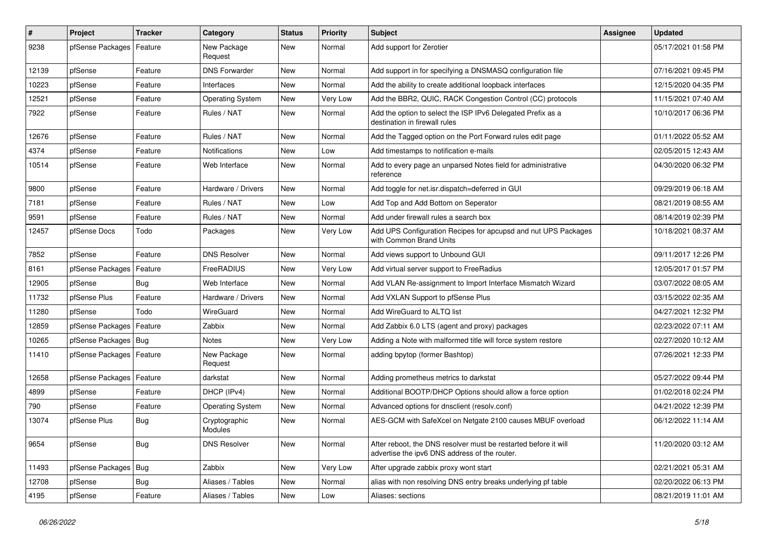| # | Project | Tracker | Category | Status | Priority | Subject | Assignee | Updated |
|---|---|---|---|---|---|---|---|---|
| 9238 | pfSense Packages | Feature | New Package Request | New | Normal | Add support for Zerotier | | 05/17/2021 01:58 PM |
| 12139 | pfSense | Feature | DNS Forwarder | New | Normal | Add support in for specifying a DNSMASQ configuration file | | 07/16/2021 09:45 PM |
| 10223 | pfSense | Feature | Interfaces | New | Normal | Add the ability to create additional loopback interfaces | | 12/15/2020 04:35 PM |
| 12521 | pfSense | Feature | Operating System | New | Very Low | Add the BBR2, QUIC, RACK Congestion Control (CC) protocols | | 11/15/2021 07:40 AM |
| 7922 | pfSense | Feature | Rules / NAT | New | Normal | Add the option to select the ISP IPv6 Delegated Prefix as a destination in firewall rules | | 10/10/2017 06:36 PM |
| 12676 | pfSense | Feature | Rules / NAT | New | Normal | Add the Tagged option on the Port Forward rules edit page | | 01/11/2022 05:52 AM |
| 4374 | pfSense | Feature | Notifications | New | Low | Add timestamps to notification e-mails | | 02/05/2015 12:43 AM |
| 10514 | pfSense | Feature | Web Interface | New | Normal | Add to every page an unparsed Notes field for administrative reference | | 04/30/2020 06:32 PM |
| 9800 | pfSense | Feature | Hardware / Drivers | New | Normal | Add toggle for net.isr.dispatch=deferred in GUI | | 09/29/2019 06:18 AM |
| 7181 | pfSense | Feature | Rules / NAT | New | Low | Add Top and Add Bottom on Seperator | | 08/21/2019 08:55 AM |
| 9591 | pfSense | Feature | Rules / NAT | New | Normal | Add under firewall rules a search box | | 08/14/2019 02:39 PM |
| 12457 | pfSense Docs | Todo | Packages | New | Very Low | Add UPS Configuration Recipes for apcupsd and nut UPS Packages with Common Brand Units | | 10/18/2021 08:37 AM |
| 7852 | pfSense | Feature | DNS Resolver | New | Normal | Add views support to Unbound GUI | | 09/11/2017 12:26 PM |
| 8161 | pfSense Packages | Feature | FreeRADIUS | New | Very Low | Add virtual server support to FreeRadius | | 12/05/2017 01:57 PM |
| 12905 | pfSense | Bug | Web Interface | New | Normal | Add VLAN Re-assignment to Import Interface Mismatch Wizard | | 03/07/2022 08:05 AM |
| 11732 | pfSense Plus | Feature | Hardware / Drivers | New | Normal | Add VXLAN Support to pfSense Plus | | 03/15/2022 02:35 AM |
| 11280 | pfSense | Todo | WireGuard | New | Normal | Add WireGuard to ALTQ list | | 04/27/2021 12:32 PM |
| 12859 | pfSense Packages | Feature | Zabbix | New | Normal | Add Zabbix 6.0 LTS (agent and proxy) packages | | 02/23/2022 07:11 AM |
| 10265 | pfSense Packages | Bug | Notes | New | Very Low | Adding a Note with malformed title will force system restore | | 02/27/2020 10:12 AM |
| 11410 | pfSense Packages | Feature | New Package Request | New | Normal | adding bpytop (former Bashtop) | | 07/26/2021 12:33 PM |
| 12658 | pfSense Packages | Feature | darkstat | New | Normal | Adding prometheus metrics to darkstat | | 05/27/2022 09:44 PM |
| 4899 | pfSense | Feature | DHCP (IPv4) | New | Normal | Additional BOOTP/DHCP Options should allow a force option | | 01/02/2018 02:24 PM |
| 790 | pfSense | Feature | Operating System | New | Normal | Advanced options for dnsclient (resolv.conf) | | 04/21/2022 12:39 PM |
| 13074 | pfSense Plus | Bug | Cryptographic Modules | New | Normal | AES-GCM with SafeXcel on Netgate 2100 causes MBUF overload | | 06/12/2022 11:14 AM |
| 9654 | pfSense | Bug | DNS Resolver | New | Normal | After reboot, the DNS resolver must be restarted before it will advertise the ipv6 DNS address of the router. | | 11/20/2020 03:12 AM |
| 11493 | pfSense Packages | Bug | Zabbix | New | Very Low | After upgrade zabbix proxy wont start | | 02/21/2021 05:31 AM |
| 12708 | pfSense | Bug | Aliases / Tables | New | Normal | alias with non resolving DNS entry breaks underlying pf table | | 02/20/2022 06:13 PM |
| 4195 | pfSense | Feature | Aliases / Tables | New | Low | Aliases: sections | | 08/21/2019 11:01 AM |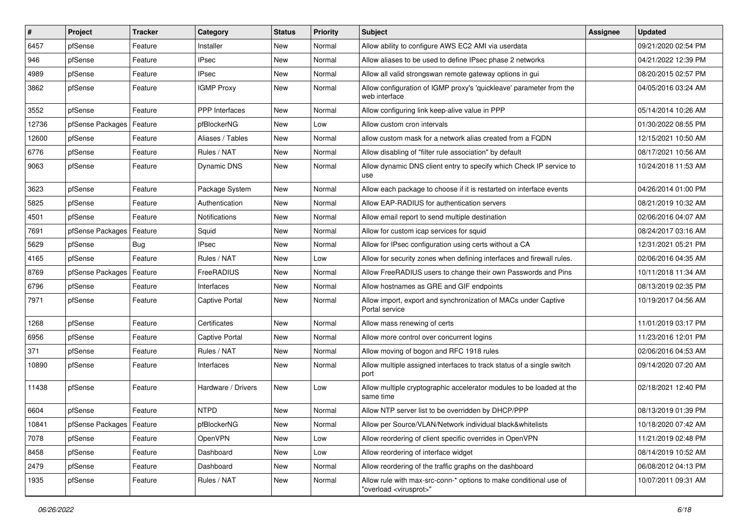| # | Project | Tracker | Category | Status | Priority | Subject | Assignee | Updated |
|---|---|---|---|---|---|---|---|---|
| 6457 | pfSense | Feature | Installer | New | Normal | Allow ability to configure AWS EC2 AMI via userdata | | 09/21/2020 02:54 PM |
| 946 | pfSense | Feature | IPsec | New | Normal | Allow aliases to be used to define IPsec phase 2 networks | | 04/21/2022 12:39 PM |
| 4989 | pfSense | Feature | IPsec | New | Normal | Allow all valid strongswan remote gateway options in gui | | 08/20/2015 02:57 PM |
| 3862 | pfSense | Feature | IGMP Proxy | New | Normal | Allow configuration of IGMP proxy's 'quickleave' parameter from the web interface | | 04/05/2016 03:24 AM |
| 3552 | pfSense | Feature | PPP Interfaces | New | Normal | Allow configuring link keep-alive value in PPP | | 05/14/2014 10:26 AM |
| 12736 | pfSense Packages | Feature | pfBlockerNG | New | Low | Allow custom cron intervals | | 01/30/2022 08:55 PM |
| 12600 | pfSense | Feature | Aliases / Tables | New | Normal | allow custom mask for a network alias created from a FQDN | | 12/15/2021 10:50 AM |
| 6776 | pfSense | Feature | Rules / NAT | New | Normal | Allow disabling of "filter rule association" by default | | 08/17/2021 10:56 AM |
| 9063 | pfSense | Feature | Dynamic DNS | New | Normal | Allow dynamic DNS client entry to specify which Check IP service to use | | 10/24/2018 11:53 AM |
| 3623 | pfSense | Feature | Package System | New | Normal | Allow each package to choose if it is restarted on interface events | | 04/26/2014 01:00 PM |
| 5825 | pfSense | Feature | Authentication | New | Normal | Allow EAP-RADIUS for authentication servers | | 08/21/2019 10:32 AM |
| 4501 | pfSense | Feature | Notifications | New | Normal | Allow email report to send multiple destination | | 02/06/2016 04:07 AM |
| 7691 | pfSense Packages | Feature | Squid | New | Normal | Allow for custom icap services for squid | | 08/24/2017 03:16 AM |
| 5629 | pfSense | Bug | IPsec | New | Normal | Allow for IPsec configuration using certs without a CA | | 12/31/2021 05:21 PM |
| 4165 | pfSense | Feature | Rules / NAT | New | Low | Allow for security zones when defining interfaces and firewall rules. | | 02/06/2016 04:35 AM |
| 8769 | pfSense Packages | Feature | FreeRADIUS | New | Normal | Allow FreeRADIUS users to change their own Passwords and Pins | | 10/11/2018 11:34 AM |
| 6796 | pfSense | Feature | Interfaces | New | Normal | Allow hostnames as GRE and GIF endpoints | | 08/13/2019 02:35 PM |
| 7971 | pfSense | Feature | Captive Portal | New | Normal | Allow import, export and synchronization of MACs under Captive Portal service | | 10/19/2017 04:56 AM |
| 1268 | pfSense | Feature | Certificates | New | Normal | Allow mass renewing of certs | | 11/01/2019 03:17 PM |
| 6956 | pfSense | Feature | Captive Portal | New | Normal | Allow more control over concurrent logins | | 11/23/2016 12:01 PM |
| 371 | pfSense | Feature | Rules / NAT | New | Normal | Allow moving of bogon and RFC 1918 rules | | 02/06/2016 04:53 AM |
| 10890 | pfSense | Feature | Interfaces | New | Normal | Allow multiple assigned interfaces to track status of a single switch port | | 09/14/2020 07:20 AM |
| 11438 | pfSense | Feature | Hardware / Drivers | New | Low | Allow multiple cryptographic accelerator modules to be loaded at the same time | | 02/18/2021 12:40 PM |
| 6604 | pfSense | Feature | NTPD | New | Normal | Allow NTP server list to be overridden by DHCP/PPP | | 08/13/2019 01:39 PM |
| 10841 | pfSense Packages | Feature | pfBlockerNG | New | Normal | Allow per Source/VLAN/Network individual black&whitelists | | 10/18/2020 07:42 AM |
| 7078 | pfSense | Feature | OpenVPN | New | Low | Allow reordering of client specific overrides in OpenVPN | | 11/21/2019 02:48 PM |
| 8458 | pfSense | Feature | Dashboard | New | Low | Allow reordering of interface widget | | 08/14/2019 10:52 AM |
| 2479 | pfSense | Feature | Dashboard | New | Normal | Allow reordering of the traffic graphs on the dashboard | | 06/08/2012 04:13 PM |
| 1935 | pfSense | Feature | Rules / NAT | New | Normal | Allow rule with max-src-conn-* options to make conditional use of "overload <virusprot>" | | 10/07/2011 09:31 AM |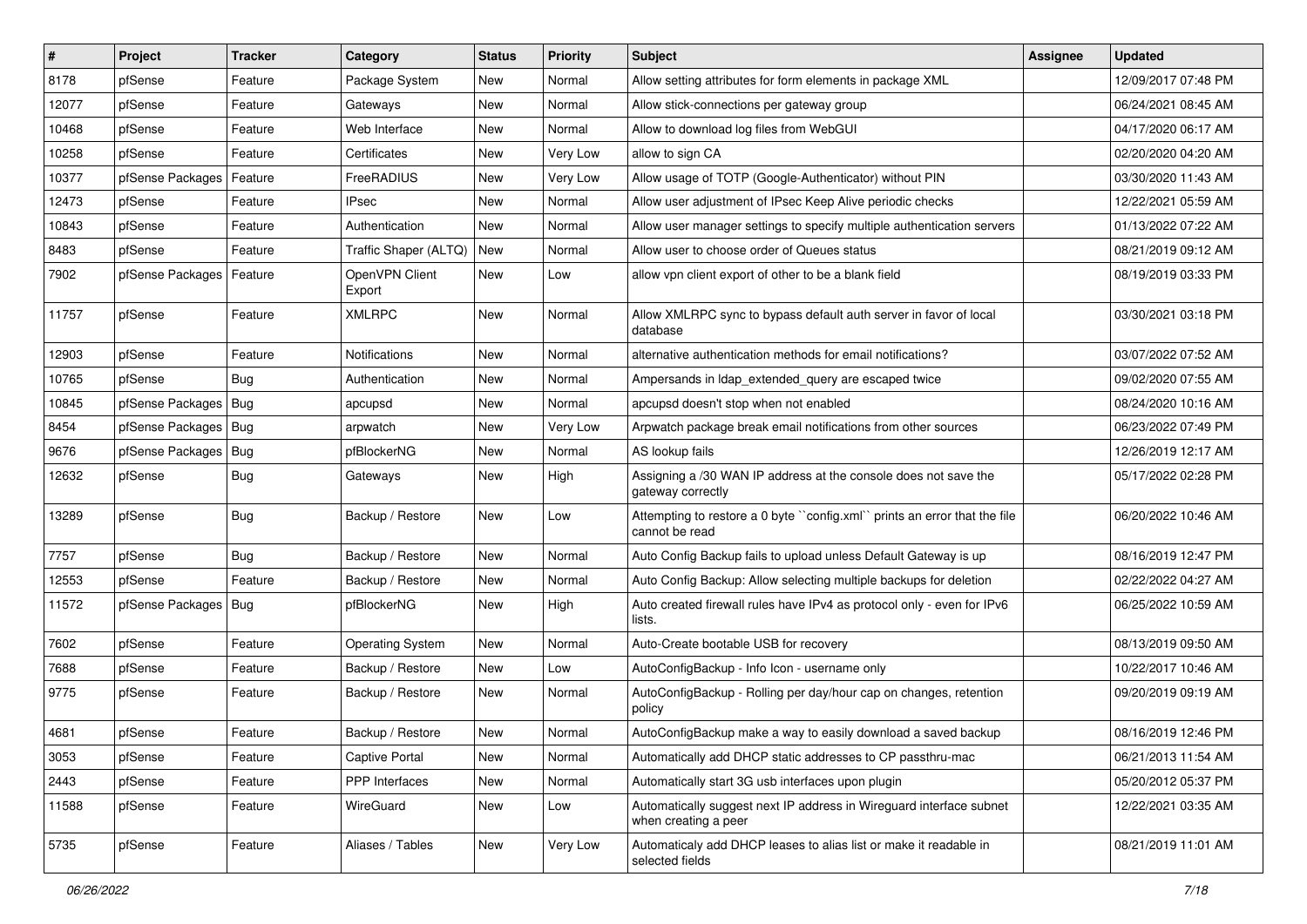| # | Project | Tracker | Category | Status | Priority | Subject | Assignee | Updated |
|---|---|---|---|---|---|---|---|---|
| 8178 | pfSense | Feature | Package System | New | Normal | Allow setting attributes for form elements in package XML | | 12/09/2017 07:48 PM |
| 12077 | pfSense | Feature | Gateways | New | Normal | Allow stick-connections per gateway group | | 06/24/2021 08:45 AM |
| 10468 | pfSense | Feature | Web Interface | New | Normal | Allow to download log files from WebGUI | | 04/17/2020 06:17 AM |
| 10258 | pfSense | Feature | Certificates | New | Very Low | allow to sign CA | | 02/20/2020 04:20 AM |
| 10377 | pfSense Packages | Feature | FreeRADIUS | New | Very Low | Allow usage of TOTP (Google-Authenticator) without PIN | | 03/30/2020 11:43 AM |
| 12473 | pfSense | Feature | IPsec | New | Normal | Allow user adjustment of IPsec Keep Alive periodic checks | | 12/22/2021 05:59 AM |
| 10843 | pfSense | Feature | Authentication | New | Normal | Allow user manager settings to specify multiple authentication servers | | 01/13/2022 07:22 AM |
| 8483 | pfSense | Feature | Traffic Shaper (ALTQ) | New | Normal | Allow user to choose order of Queues status | | 08/21/2019 09:12 AM |
| 7902 | pfSense Packages | Feature | OpenVPN Client Export | New | Low | allow vpn client export of other to be a blank field | | 08/19/2019 03:33 PM |
| 11757 | pfSense | Feature | XMLRPC | New | Normal | Allow XMLRPC sync to bypass default auth server in favor of local database | | 03/30/2021 03:18 PM |
| 12903 | pfSense | Feature | Notifications | New | Normal | alternative authentication methods for email notifications? | | 03/07/2022 07:52 AM |
| 10765 | pfSense | Bug | Authentication | New | Normal | Ampersands in ldap_extended_query are escaped twice | | 09/02/2020 07:55 AM |
| 10845 | pfSense Packages | Bug | apcupsd | New | Normal | apcupsd doesn't stop when not enabled | | 08/24/2020 10:16 AM |
| 8454 | pfSense Packages | Bug | arpwatch | New | Very Low | Arpwatch package break email notifications from other sources | | 06/23/2022 07:49 PM |
| 9676 | pfSense Packages | Bug | pfBlockerNG | New | Normal | AS lookup fails | | 12/26/2019 12:17 AM |
| 12632 | pfSense | Bug | Gateways | New | High | Assigning a /30 WAN IP address at the console does not save the gateway correctly | | 05/17/2022 02:28 PM |
| 13289 | pfSense | Bug | Backup / Restore | New | Low | Attempting to restore a 0 byte ``config.xml`` prints an error that the file cannot be read | | 06/20/2022 10:46 AM |
| 7757 | pfSense | Bug | Backup / Restore | New | Normal | Auto Config Backup fails to upload unless Default Gateway is up | | 08/16/2019 12:47 PM |
| 12553 | pfSense | Feature | Backup / Restore | New | Normal | Auto Config Backup: Allow selecting multiple backups for deletion | | 02/22/2022 04:27 AM |
| 11572 | pfSense Packages | Bug | pfBlockerNG | New | High | Auto created firewall rules have IPv4 as protocol only - even for IPv6 lists. | | 06/25/2022 10:59 AM |
| 7602 | pfSense | Feature | Operating System | New | Normal | Auto-Create bootable USB for recovery | | 08/13/2019 09:50 AM |
| 7688 | pfSense | Feature | Backup / Restore | New | Low | AutoConfigBackup - Info Icon - username only | | 10/22/2017 10:46 AM |
| 9775 | pfSense | Feature | Backup / Restore | New | Normal | AutoConfigBackup - Rolling per day/hour cap on changes, retention policy | | 09/20/2019 09:19 AM |
| 4681 | pfSense | Feature | Backup / Restore | New | Normal | AutoConfigBackup make a way to easily download a saved backup | | 08/16/2019 12:46 PM |
| 3053 | pfSense | Feature | Captive Portal | New | Normal | Automatically add DHCP static addresses to CP passthru-mac | | 06/21/2013 11:54 AM |
| 2443 | pfSense | Feature | PPP Interfaces | New | Normal | Automatically start 3G usb interfaces upon plugin | | 05/20/2012 05:37 PM |
| 11588 | pfSense | Feature | WireGuard | New | Low | Automatically suggest next IP address in Wireguard interface subnet when creating a peer | | 12/22/2021 03:35 AM |
| 5735 | pfSense | Feature | Aliases / Tables | New | Very Low | Automaticaly add DHCP leases to alias list or make it readable in selected fields | | 08/21/2019 11:01 AM |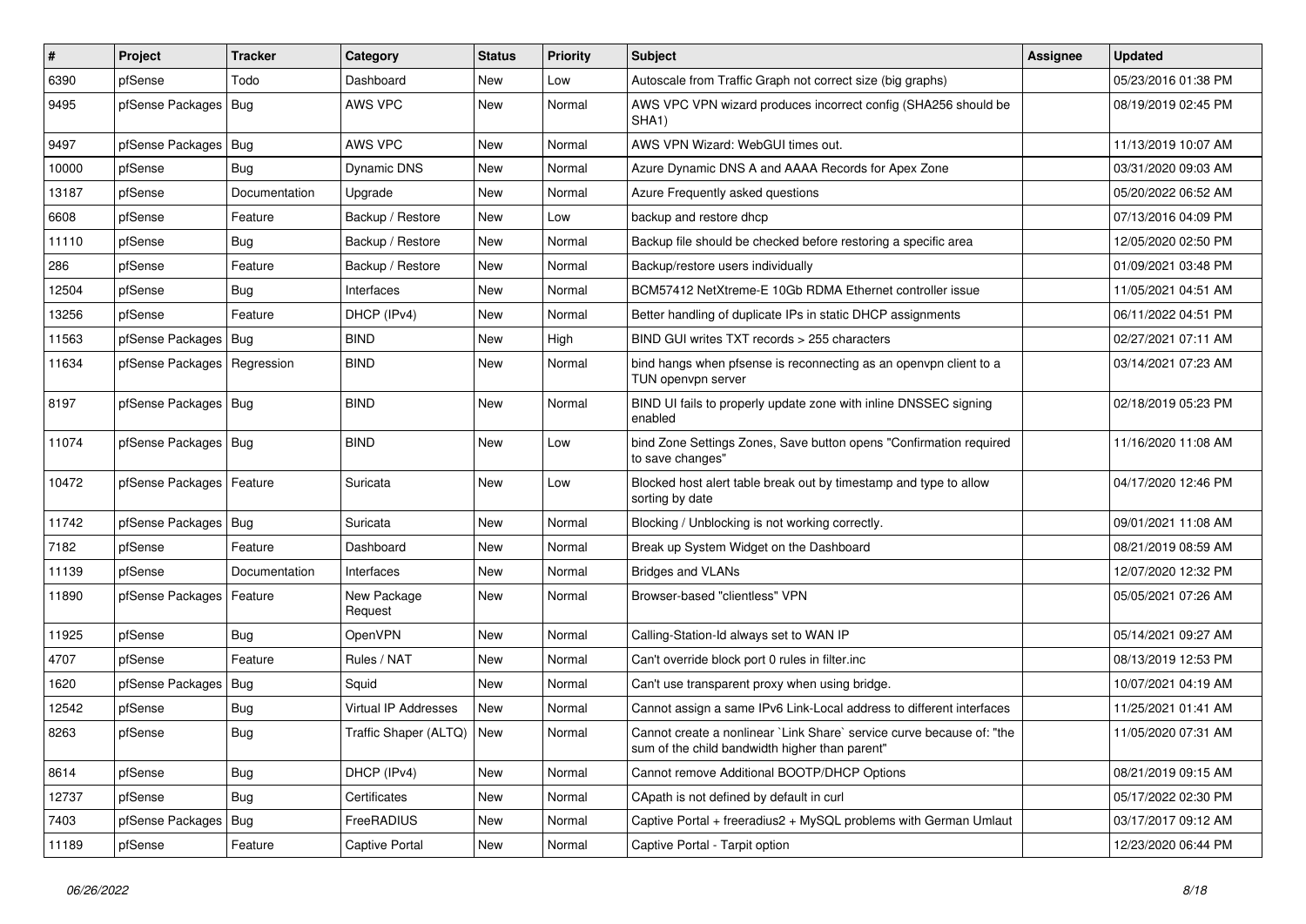| # | Project | Tracker | Category | Status | Priority | Subject | Assignee | Updated |
|---|---|---|---|---|---|---|---|---|
| 6390 | pfSense | Todo | Dashboard | New | Low | Autoscale from Traffic Graph not correct size (big graphs) | | 05/23/2016 01:38 PM |
| 9495 | pfSense Packages | Bug | AWS VPC | New | Normal | AWS VPC VPN wizard produces incorrect config (SHA256 should be SHA1) | | 08/19/2019 02:45 PM |
| 9497 | pfSense Packages | Bug | AWS VPC | New | Normal | AWS VPN Wizard: WebGUI times out. | | 11/13/2019 10:07 AM |
| 10000 | pfSense | Bug | Dynamic DNS | New | Normal | Azure Dynamic DNS A and AAAA Records for Apex Zone | | 03/31/2020 09:03 AM |
| 13187 | pfSense | Documentation | Upgrade | New | Normal | Azure Frequently asked questions | | 05/20/2022 06:52 AM |
| 6608 | pfSense | Feature | Backup / Restore | New | Low | backup and restore dhcp | | 07/13/2016 04:09 PM |
| 11110 | pfSense | Bug | Backup / Restore | New | Normal | Backup file should be checked before restoring a specific area | | 12/05/2020 02:50 PM |
| 286 | pfSense | Feature | Backup / Restore | New | Normal | Backup/restore users individually | | 01/09/2021 03:48 PM |
| 12504 | pfSense | Bug | Interfaces | New | Normal | BCM57412 NetXtreme-E 10Gb RDMA Ethernet controller issue | | 11/05/2021 04:51 AM |
| 13256 | pfSense | Feature | DHCP (IPv4) | New | Normal | Better handling of duplicate IPs in static DHCP assignments | | 06/11/2022 04:51 PM |
| 11563 | pfSense Packages | Bug | BIND | New | High | BIND GUI writes TXT records > 255 characters | | 02/27/2021 07:11 AM |
| 11634 | pfSense Packages | Regression | BIND | New | Normal | bind hangs when pfsense is reconnecting as an openvpn client to a TUN openvpn server | | 03/14/2021 07:23 AM |
| 8197 | pfSense Packages | Bug | BIND | New | Normal | BIND UI fails to properly update zone with inline DNSSEC signing enabled | | 02/18/2019 05:23 PM |
| 11074 | pfSense Packages | Bug | BIND | New | Low | bind Zone Settings Zones, Save button opens "Confirmation required to save changes" | | 11/16/2020 11:08 AM |
| 10472 | pfSense Packages | Feature | Suricata | New | Low | Blocked host alert table break out by timestamp and type to allow sorting by date | | 04/17/2020 12:46 PM |
| 11742 | pfSense Packages | Bug | Suricata | New | Normal | Blocking / Unblocking is not working correctly. | | 09/01/2021 11:08 AM |
| 7182 | pfSense | Feature | Dashboard | New | Normal | Break up System Widget on the Dashboard | | 08/21/2019 08:59 AM |
| 11139 | pfSense | Documentation | Interfaces | New | Normal | Bridges and VLANs | | 12/07/2020 12:32 PM |
| 11890 | pfSense Packages | Feature | New Package Request | New | Normal | Browser-based "clientless" VPN | | 05/05/2021 07:26 AM |
| 11925 | pfSense | Bug | OpenVPN | New | Normal | Calling-Station-Id always set to WAN IP | | 05/14/2021 09:27 AM |
| 4707 | pfSense | Feature | Rules / NAT | New | Normal | Can't override block port 0 rules in filter.inc | | 08/13/2019 12:53 PM |
| 1620 | pfSense Packages | Bug | Squid | New | Normal | Can't use transparent proxy when using bridge. | | 10/07/2021 04:19 AM |
| 12542 | pfSense | Bug | Virtual IP Addresses | New | Normal | Cannot assign a same IPv6 Link-Local address to different interfaces | | 11/25/2021 01:41 AM |
| 8263 | pfSense | Bug | Traffic Shaper (ALTQ) | New | Normal | Cannot create a nonlinear `Link Share` service curve because of: "the sum of the child bandwidth higher than parent" | | 11/05/2020 07:31 AM |
| 8614 | pfSense | Bug | DHCP (IPv4) | New | Normal | Cannot remove Additional BOOTP/DHCP Options | | 08/21/2019 09:15 AM |
| 12737 | pfSense | Bug | Certificates | New | Normal | CApath is not defined by default in curl | | 05/17/2022 02:30 PM |
| 7403 | pfSense Packages | Bug | FreeRADIUS | New | Normal | Captive Portal + freeradius2 + MySQL problems with German Umlaut | | 03/17/2017 09:12 AM |
| 11189 | pfSense | Feature | Captive Portal | New | Normal | Captive Portal - Tarpit option | | 12/23/2020 06:44 PM |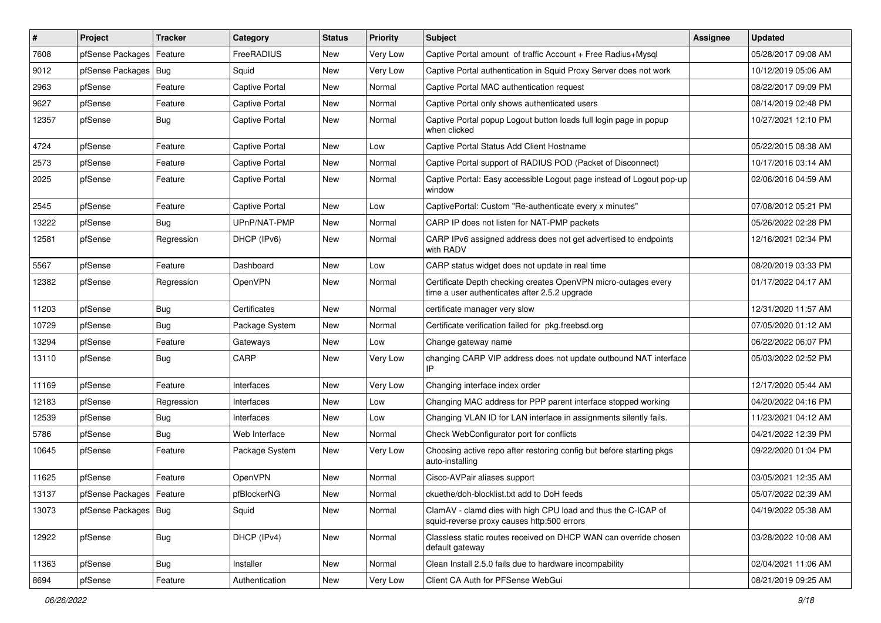| # | Project | Tracker | Category | Status | Priority | Subject | Assignee | Updated |
|---|---|---|---|---|---|---|---|---|
| 7608 | pfSense Packages | Feature | FreeRADIUS | New | Very Low | Captive Portal amount  of traffic Account + Free Radius+Mysql | | 05/28/2017 09:08 AM |
| 9012 | pfSense Packages | Bug | Squid | New | Very Low | Captive Portal authentication in Squid Proxy Server does not work | | 10/12/2019 05:06 AM |
| 2963 | pfSense | Feature | Captive Portal | New | Normal | Captive Portal MAC authentication request | | 08/22/2017 09:09 PM |
| 9627 | pfSense | Feature | Captive Portal | New | Normal | Captive Portal only shows authenticated users | | 08/14/2019 02:48 PM |
| 12357 | pfSense | Bug | Captive Portal | New | Normal | Captive Portal popup Logout button loads full login page in popup when clicked | | 10/27/2021 12:10 PM |
| 4724 | pfSense | Feature | Captive Portal | New | Low | Captive Portal Status Add Client Hostname | | 05/22/2015 08:38 AM |
| 2573 | pfSense | Feature | Captive Portal | New | Normal | Captive Portal support of RADIUS POD (Packet of Disconnect) | | 10/17/2016 03:14 AM |
| 2025 | pfSense | Feature | Captive Portal | New | Normal | Captive Portal: Easy accessible Logout page instead of Logout pop-up window | | 02/06/2016 04:59 AM |
| 2545 | pfSense | Feature | Captive Portal | New | Low | CaptivePortal: Custom "Re-authenticate every x minutes" | | 07/08/2012 05:21 PM |
| 13222 | pfSense | Bug | UPnP/NAT-PMP | New | Normal | CARP IP does not listen for NAT-PMP packets | | 05/26/2022 02:28 PM |
| 12581 | pfSense | Regression | DHCP (IPv6) | New | Normal | CARP IPv6 assigned address does not get advertised to endpoints with RADV | | 12/16/2021 02:34 PM |
| 5567 | pfSense | Feature | Dashboard | New | Low | CARP status widget does not update in real time | | 08/20/2019 03:33 PM |
| 12382 | pfSense | Regression | OpenVPN | New | Normal | Certificate Depth checking creates OpenVPN micro-outages every time a user authenticates after 2.5.2 upgrade | | 01/17/2022 04:17 AM |
| 11203 | pfSense | Bug | Certificates | New | Normal | certificate manager very slow | | 12/31/2020 11:57 AM |
| 10729 | pfSense | Bug | Package System | New | Normal | Certificate verification failed for  pkg.freebsd.org | | 07/05/2020 01:12 AM |
| 13294 | pfSense | Feature | Gateways | New | Low | Change gateway name | | 06/22/2022 06:07 PM |
| 13110 | pfSense | Bug | CARP | New | Very Low | changing CARP VIP address does not update outbound NAT interface IP | | 05/03/2022 02:52 PM |
| 11169 | pfSense | Feature | Interfaces | New | Very Low | Changing interface index order | | 12/17/2020 05:44 AM |
| 12183 | pfSense | Regression | Interfaces | New | Low | Changing MAC address for PPP parent interface stopped working | | 04/20/2022 04:16 PM |
| 12539 | pfSense | Bug | Interfaces | New | Low | Changing VLAN ID for LAN interface in assignments silently fails. | | 11/23/2021 04:12 AM |
| 5786 | pfSense | Bug | Web Interface | New | Normal | Check WebConfigurator port for conflicts | | 04/21/2022 12:39 PM |
| 10645 | pfSense | Feature | Package System | New | Very Low | Choosing active repo after restoring config but before starting pkgs auto-installing | | 09/22/2020 01:04 PM |
| 11625 | pfSense | Feature | OpenVPN | New | Normal | Cisco-AVPair aliases support | | 03/05/2021 12:35 AM |
| 13137 | pfSense Packages | Feature | pfBlockerNG | New | Normal | ckuethe/doh-blocklist.txt add to DoH feeds | | 05/07/2022 02:39 AM |
| 13073 | pfSense Packages | Bug | Squid | New | Normal | ClamAV - clamd dies with high CPU load and thus the C-ICAP of squid-reverse proxy causes http:500 errors | | 04/19/2022 05:38 AM |
| 12922 | pfSense | Bug | DHCP (IPv4) | New | Normal | Classless static routes received on DHCP WAN can override chosen default gateway | | 03/28/2022 10:08 AM |
| 11363 | pfSense | Bug | Installer | New | Normal | Clean Install 2.5.0 fails due to hardware incompability | | 02/04/2021 11:06 AM |
| 8694 | pfSense | Feature | Authentication | New | Very Low | Client CA Auth for PFSense WebGui | | 08/21/2019 09:25 AM |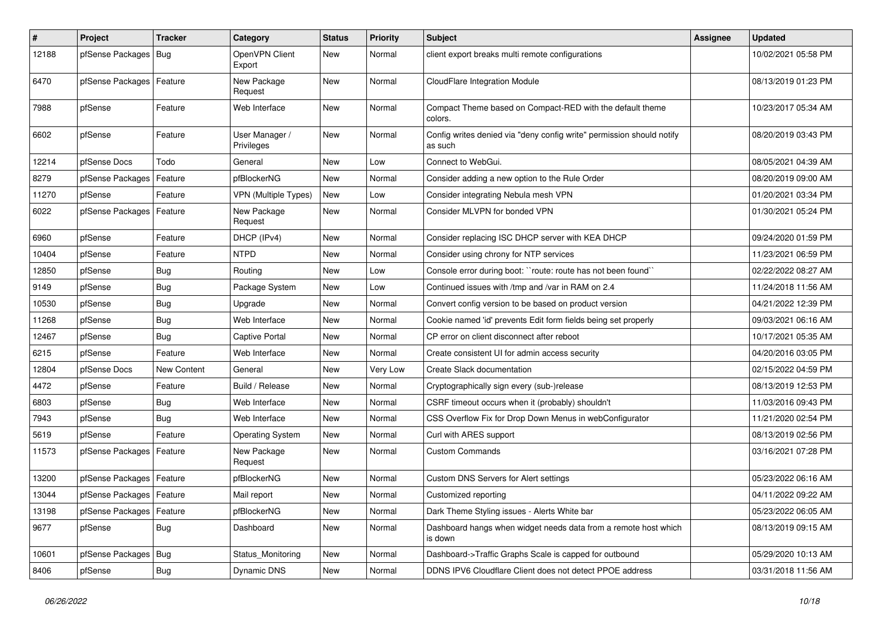| # | Project | Tracker | Category | Status | Priority | Subject | Assignee | Updated |
|---|---|---|---|---|---|---|---|---|
| 12188 | pfSense Packages | Bug | OpenVPN Client Export | New | Normal | client export breaks multi remote configurations | | 10/02/2021 05:58 PM |
| 6470 | pfSense Packages | Feature | New Package Request | New | Normal | CloudFlare Integration Module | | 08/13/2019 01:23 PM |
| 7988 | pfSense | Feature | Web Interface | New | Normal | Compact Theme based on Compact-RED with the default theme colors. | | 10/23/2017 05:34 AM |
| 6602 | pfSense | Feature | User Manager / Privileges | New | Normal | Config writes denied via "deny config write" permission should notify as such | | 08/20/2019 03:43 PM |
| 12214 | pfSense Docs | Todo | General | New | Low | Connect to WebGui. | | 08/05/2021 04:39 AM |
| 8279 | pfSense Packages | Feature | pfBlockerNG | New | Normal | Consider adding a new option to the Rule Order | | 08/20/2019 09:00 AM |
| 11270 | pfSense | Feature | VPN (Multiple Types) | New | Low | Consider integrating Nebula mesh VPN | | 01/20/2021 03:34 PM |
| 6022 | pfSense Packages | Feature | New Package Request | New | Normal | Consider MLVPN for bonded VPN | | 01/30/2021 05:24 PM |
| 6960 | pfSense | Feature | DHCP (IPv4) | New | Normal | Consider replacing ISC DHCP server with KEA DHCP | | 09/24/2020 01:59 PM |
| 10404 | pfSense | Feature | NTPD | New | Normal | Consider using chrony for NTP services | | 11/23/2021 06:59 PM |
| 12850 | pfSense | Bug | Routing | New | Low | Console error during boot: ``route: route has not been found`` | | 02/22/2022 08:27 AM |
| 9149 | pfSense | Bug | Package System | New | Low | Continued issues with /tmp and /var in RAM on 2.4 | | 11/24/2018 11:56 AM |
| 10530 | pfSense | Bug | Upgrade | New | Normal | Convert config version to be based on product version | | 04/21/2022 12:39 PM |
| 11268 | pfSense | Bug | Web Interface | New | Normal | Cookie named 'id' prevents Edit form fields being set properly | | 09/03/2021 06:16 AM |
| 12467 | pfSense | Bug | Captive Portal | New | Normal | CP error on client disconnect after reboot | | 10/17/2021 05:35 AM |
| 6215 | pfSense | Feature | Web Interface | New | Normal | Create consistent UI for admin access security | | 04/20/2016 03:05 PM |
| 12804 | pfSense Docs | New Content | General | New | Very Low | Create Slack documentation | | 02/15/2022 04:59 PM |
| 4472 | pfSense | Feature | Build / Release | New | Normal | Cryptographically sign every (sub-)release | | 08/13/2019 12:53 PM |
| 6803 | pfSense | Bug | Web Interface | New | Normal | CSRF timeout occurs when it (probably) shouldn't | | 11/03/2016 09:43 PM |
| 7943 | pfSense | Bug | Web Interface | New | Normal | CSS Overflow Fix for Drop Down Menus in webConfigurator | | 11/21/2020 02:54 PM |
| 5619 | pfSense | Feature | Operating System | New | Normal | Curl with ARES support | | 08/13/2019 02:56 PM |
| 11573 | pfSense Packages | Feature | New Package Request | New | Normal | Custom Commands | | 03/16/2021 07:28 PM |
| 13200 | pfSense Packages | Feature | pfBlockerNG | New | Normal | Custom DNS Servers for Alert settings | | 05/23/2022 06:16 AM |
| 13044 | pfSense Packages | Feature | Mail report | New | Normal | Customized reporting | | 04/11/2022 09:22 AM |
| 13198 | pfSense Packages | Feature | pfBlockerNG | New | Normal | Dark Theme Styling issues - Alerts White bar | | 05/23/2022 06:05 AM |
| 9677 | pfSense | Bug | Dashboard | New | Normal | Dashboard hangs when widget needs data from a remote host which is down | | 08/13/2019 09:15 AM |
| 10601 | pfSense Packages | Bug | Status_Monitoring | New | Normal | Dashboard->Traffic Graphs Scale is capped for outbound | | 05/29/2020 10:13 AM |
| 8406 | pfSense | Bug | Dynamic DNS | New | Normal | DDNS IPV6 Cloudflare Client does not detect PPOE address | | 03/31/2018 11:56 AM |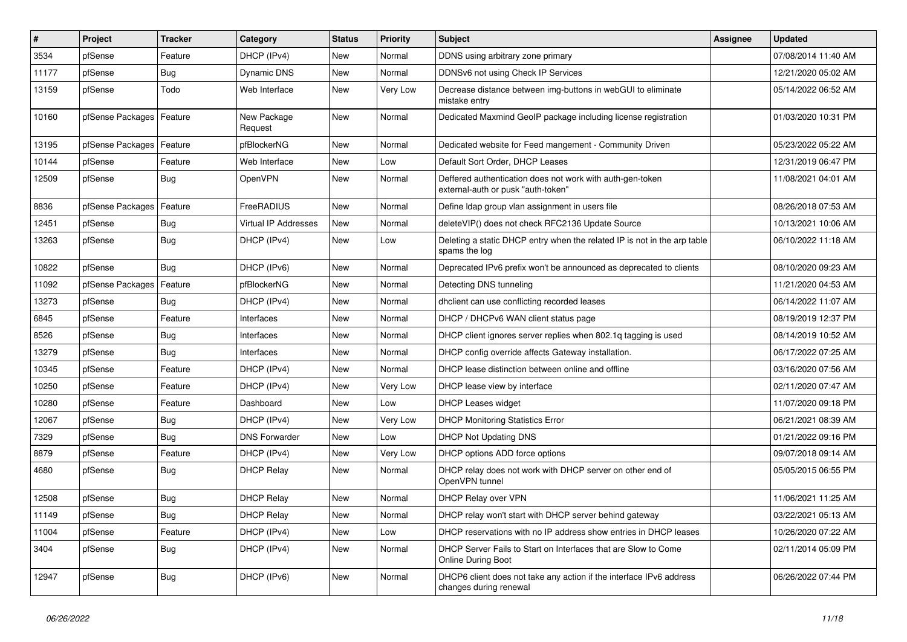| # | Project | Tracker | Category | Status | Priority | Subject | Assignee | Updated |
|---|---|---|---|---|---|---|---|---|
| 3534 | pfSense | Feature | DHCP (IPv4) | New | Normal | DDNS using arbitrary zone primary | | 07/08/2014 11:40 AM |
| 11177 | pfSense | Bug | Dynamic DNS | New | Normal | DDNSv6 not using Check IP Services | | 12/21/2020 05:02 AM |
| 13159 | pfSense | Todo | Web Interface | New | Very Low | Decrease distance between img-buttons in webGUI to eliminate mistake entry | | 05/14/2022 06:52 AM |
| 10160 | pfSense Packages | Feature | New Package Request | New | Normal | Dedicated Maxmind GeoIP package including license registration | | 01/03/2020 10:31 PM |
| 13195 | pfSense Packages | Feature | pfBlockerNG | New | Normal | Dedicated website for Feed mangement - Community Driven | | 05/23/2022 05:22 AM |
| 10144 | pfSense | Feature | Web Interface | New | Low | Default Sort Order, DHCP Leases | | 12/31/2019 06:47 PM |
| 12509 | pfSense | Bug | OpenVPN | New | Normal | Deffered authentication does not work with auth-gen-token external-auth or pusk "auth-token" | | 11/08/2021 04:01 AM |
| 8836 | pfSense Packages | Feature | FreeRADIUS | New | Normal | Define ldap group vlan assignment in users file | | 08/26/2018 07:53 AM |
| 12451 | pfSense | Bug | Virtual IP Addresses | New | Normal | deleteVIP() does not check RFC2136 Update Source | | 10/13/2021 10:06 AM |
| 13263 | pfSense | Bug | DHCP (IPv4) | New | Low | Deleting a static DHCP entry when the related IP is not in the arp table spams the log | | 06/10/2022 11:18 AM |
| 10822 | pfSense | Bug | DHCP (IPv6) | New | Normal | Deprecated IPv6 prefix won't be announced as deprecated to clients | | 08/10/2020 09:23 AM |
| 11092 | pfSense Packages | Feature | pfBlockerNG | New | Normal | Detecting DNS tunneling | | 11/21/2020 04:53 AM |
| 13273 | pfSense | Bug | DHCP (IPv4) | New | Normal | dhclient can use conflicting recorded leases | | 06/14/2022 11:07 AM |
| 6845 | pfSense | Feature | Interfaces | New | Normal | DHCP / DHCPv6 WAN client status page | | 08/19/2019 12:37 PM |
| 8526 | pfSense | Bug | Interfaces | New | Normal | DHCP client ignores server replies when 802.1q tagging is used | | 08/14/2019 10:52 AM |
| 13279 | pfSense | Bug | Interfaces | New | Normal | DHCP config override affects Gateway installation. | | 06/17/2022 07:25 AM |
| 10345 | pfSense | Feature | DHCP (IPv4) | New | Normal | DHCP lease distinction between online and offline | | 03/16/2020 07:56 AM |
| 10250 | pfSense | Feature | DHCP (IPv4) | New | Very Low | DHCP lease view by interface | | 02/11/2020 07:47 AM |
| 10280 | pfSense | Feature | Dashboard | New | Low | DHCP Leases widget | | 11/07/2020 09:18 PM |
| 12067 | pfSense | Bug | DHCP (IPv4) | New | Very Low | DHCP Monitoring Statistics Error | | 06/21/2021 08:39 AM |
| 7329 | pfSense | Bug | DNS Forwarder | New | Low | DHCP Not Updating DNS | | 01/21/2022 09:16 PM |
| 8879 | pfSense | Feature | DHCP (IPv4) | New | Very Low | DHCP options ADD force options | | 09/07/2018 09:14 AM |
| 4680 | pfSense | Bug | DHCP Relay | New | Normal | DHCP relay does not work with DHCP server on other end of OpenVPN tunnel | | 05/05/2015 06:55 PM |
| 12508 | pfSense | Bug | DHCP Relay | New | Normal | DHCP Relay over VPN | | 11/06/2021 11:25 AM |
| 11149 | pfSense | Bug | DHCP Relay | New | Normal | DHCP relay won't start with DHCP server behind gateway | | 03/22/2021 05:13 AM |
| 11004 | pfSense | Feature | DHCP (IPv4) | New | Low | DHCP reservations with no IP address show entries in DHCP leases | | 10/26/2020 07:22 AM |
| 3404 | pfSense | Bug | DHCP (IPv4) | New | Normal | DHCP Server Fails to Start on Interfaces that are Slow to Come Online During Boot | | 02/11/2014 05:09 PM |
| 12947 | pfSense | Bug | DHCP (IPv6) | New | Normal | DHCP6 client does not take any action if the interface IPv6 address changes during renewal | | 06/26/2022 07:44 PM |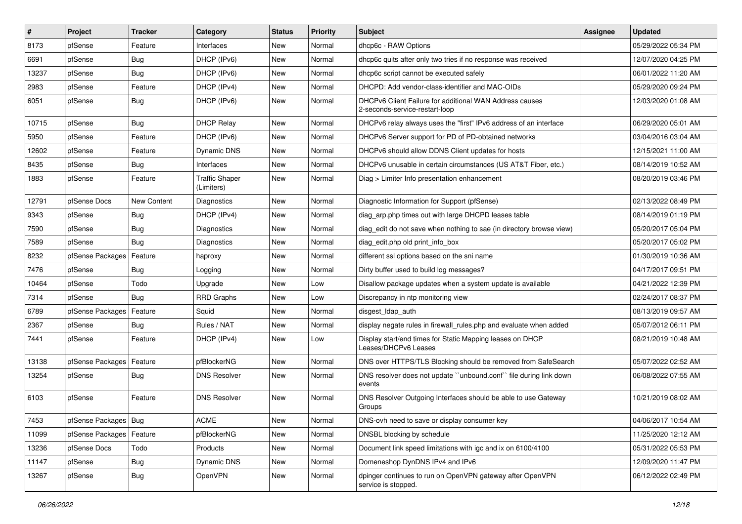| # | Project | Tracker | Category | Status | Priority | Subject | Assignee | Updated |
| --- | --- | --- | --- | --- | --- | --- | --- | --- |
| 8173 | pfSense | Feature | Interfaces | New | Normal | dhcp6c - RAW Options | | 05/29/2022 05:34 PM |
| 6691 | pfSense | Bug | DHCP (IPv6) | New | Normal | dhcp6c quits after only two tries if no response was received | | 12/07/2020 04:25 PM |
| 13237 | pfSense | Bug | DHCP (IPv6) | New | Normal | dhcp6c script cannot be executed safely | | 06/01/2022 11:20 AM |
| 2983 | pfSense | Feature | DHCP (IPv4) | New | Normal | DHCPD: Add vendor-class-identifier and MAC-OIDs | | 05/29/2020 09:24 PM |
| 6051 | pfSense | Bug | DHCP (IPv6) | New | Normal | DHCPv6 Client Failure for additional WAN Address causes 2-seconds-service-restart-loop | | 12/03/2020 01:08 AM |
| 10715 | pfSense | Bug | DHCP Relay | New | Normal | DHCPv6 relay always uses the "first" IPv6 address of an interface | | 06/29/2020 05:01 AM |
| 5950 | pfSense | Feature | DHCP (IPv6) | New | Normal | DHCPv6 Server support for PD of PD-obtained networks | | 03/04/2016 03:04 AM |
| 12602 | pfSense | Feature | Dynamic DNS | New | Normal | DHCPv6 should allow DDNS Client updates for hosts | | 12/15/2021 11:00 AM |
| 8435 | pfSense | Bug | Interfaces | New | Normal | DHCPv6 unusable in certain circumstances (US AT&T Fiber, etc.) | | 08/14/2019 10:52 AM |
| 1883 | pfSense | Feature | Traffic Shaper (Limiters) | New | Normal | Diag > Limiter Info presentation enhancement | | 08/20/2019 03:46 PM |
| 12791 | pfSense Docs | New Content | Diagnostics | New | Normal | Diagnostic Information for Support (pfSense) | | 02/13/2022 08:49 PM |
| 9343 | pfSense | Bug | DHCP (IPv4) | New | Normal | diag_arp.php times out with large DHCPD leases table | | 08/14/2019 01:19 PM |
| 7590 | pfSense | Bug | Diagnostics | New | Normal | diag_edit do not save when nothing to sae (in directory browse view) | | 05/20/2017 05:04 PM |
| 7589 | pfSense | Bug | Diagnostics | New | Normal | diag_edit.php old print_info_box | | 05/20/2017 05:02 PM |
| 8232 | pfSense Packages | Feature | haproxy | New | Normal | different ssl options based on the sni name | | 01/30/2019 10:36 AM |
| 7476 | pfSense | Bug | Logging | New | Normal | Dirty buffer used to build log messages? | | 04/17/2017 09:51 PM |
| 10464 | pfSense | Todo | Upgrade | New | Low | Disallow package updates when a system update is available | | 04/21/2022 12:39 PM |
| 7314 | pfSense | Bug | RRD Graphs | New | Low | Discrepancy in ntp monitoring view | | 02/24/2017 08:37 PM |
| 6789 | pfSense Packages | Feature | Squid | New | Normal | disgest_ldap_auth | | 08/13/2019 09:57 AM |
| 2367 | pfSense | Bug | Rules / NAT | New | Normal | display negate rules in firewall_rules.php and evaluate when added | | 05/07/2012 06:11 PM |
| 7441 | pfSense | Feature | DHCP (IPv4) | New | Low | Display start/end times for Static Mapping leases on DHCP Leases/DHCPv6 Leases | | 08/21/2019 10:48 AM |
| 13138 | pfSense Packages | Feature | pfBlockerNG | New | Normal | DNS over HTTPS/TLS Blocking should be removed from SafeSearch | | 05/07/2022 02:52 AM |
| 13254 | pfSense | Bug | DNS Resolver | New | Normal | DNS resolver does not update ``unbound.conf`` file during link down events | | 06/08/2022 07:55 AM |
| 6103 | pfSense | Feature | DNS Resolver | New | Normal | DNS Resolver Outgoing Interfaces should be able to use Gateway Groups | | 10/21/2019 08:02 AM |
| 7453 | pfSense Packages | Bug | ACME | New | Normal | DNS-ovh need to save or display consumer key | | 04/06/2017 10:54 AM |
| 11099 | pfSense Packages | Feature | pfBlockerNG | New | Normal | DNSBL blocking by schedule | | 11/25/2020 12:12 AM |
| 13236 | pfSense Docs | Todo | Products | New | Normal | Document link speed limitations with igc and ix on 6100/4100 | | 05/31/2022 05:53 PM |
| 11147 | pfSense | Bug | Dynamic DNS | New | Normal | Domeneshop DynDNS IPv4 and IPv6 | | 12/09/2020 11:47 PM |
| 13267 | pfSense | Bug | OpenVPN | New | Normal | dpinger continues to run on OpenVPN gateway after OpenVPN service is stopped. | | 06/12/2022 02:49 PM |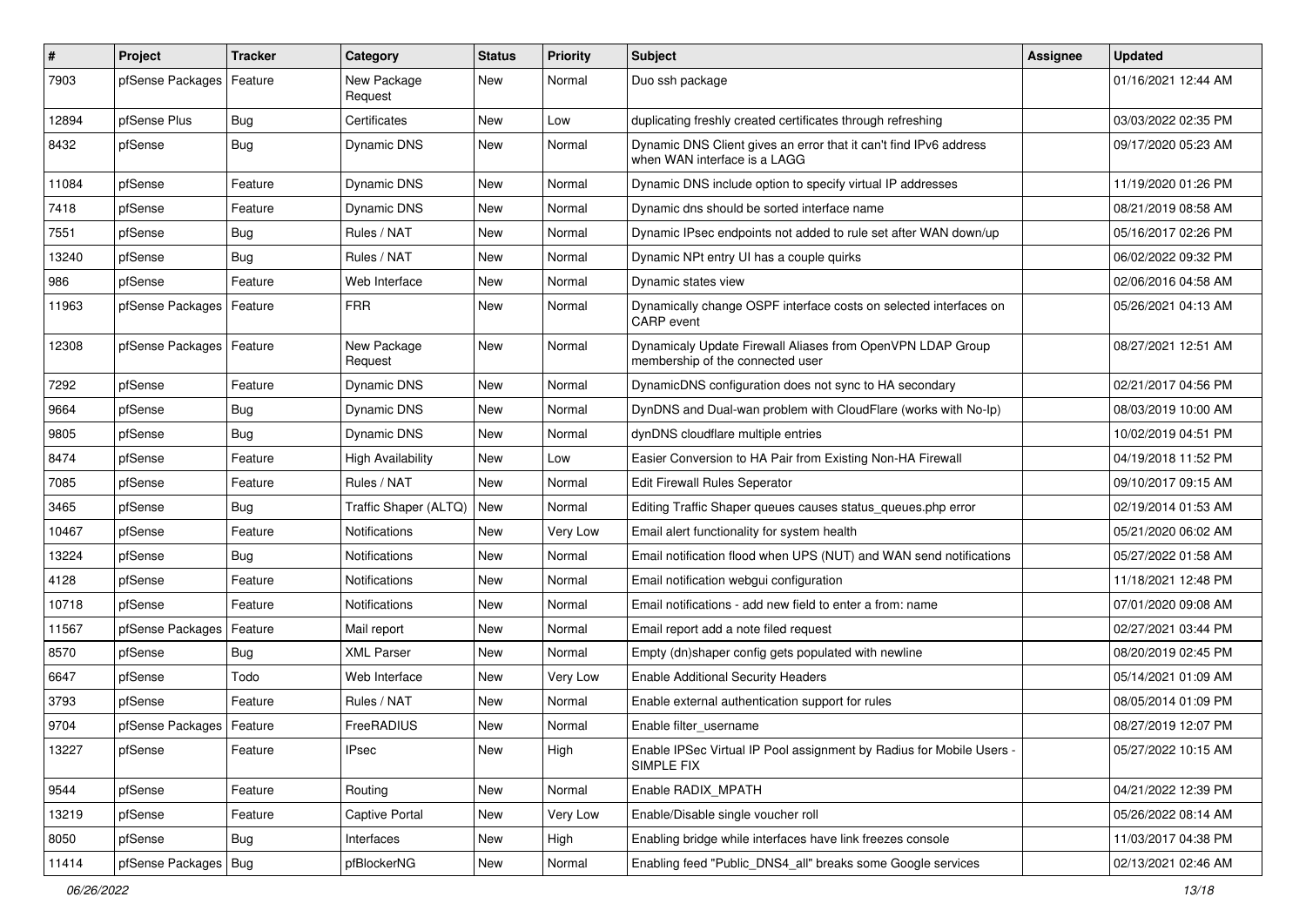| # | Project | Tracker | Category | Status | Priority | Subject | Assignee | Updated |
|---|---|---|---|---|---|---|---|---|
| 7903 | pfSense Packages | Feature | New Package Request | New | Normal | Duo ssh package | | 01/16/2021 12:44 AM |
| 12894 | pfSense Plus | Bug | Certificates | New | Low | duplicating freshly created certificates through refreshing | | 03/03/2022 02:35 PM |
| 8432 | pfSense | Bug | Dynamic DNS | New | Normal | Dynamic DNS Client gives an error that it can't find IPv6 address when WAN interface is a LAGG | | 09/17/2020 05:23 AM |
| 11084 | pfSense | Feature | Dynamic DNS | New | Normal | Dynamic DNS include option to specify virtual IP addresses | | 11/19/2020 01:26 PM |
| 7418 | pfSense | Feature | Dynamic DNS | New | Normal | Dynamic dns should be sorted interface name | | 08/21/2019 08:58 AM |
| 7551 | pfSense | Bug | Rules / NAT | New | Normal | Dynamic IPsec endpoints not added to rule set after WAN down/up | | 05/16/2017 02:26 PM |
| 13240 | pfSense | Bug | Rules / NAT | New | Normal | Dynamic NPt entry UI has a couple quirks | | 06/02/2022 09:32 PM |
| 986 | pfSense | Feature | Web Interface | New | Normal | Dynamic states view | | 02/06/2016 04:58 AM |
| 11963 | pfSense Packages | Feature | FRR | New | Normal | Dynamically change OSPF interface costs on selected interfaces on CARP event | | 05/26/2021 04:13 AM |
| 12308 | pfSense Packages | Feature | New Package Request | New | Normal | Dynamicaly Update Firewall Aliases from OpenVPN LDAP Group membership of the connected user | | 08/27/2021 12:51 AM |
| 7292 | pfSense | Feature | Dynamic DNS | New | Normal | DynamicDNS configuration does not sync to HA secondary | | 02/21/2017 04:56 PM |
| 9664 | pfSense | Bug | Dynamic DNS | New | Normal | DynDNS and Dual-wan problem with CloudFlare (works with No-Ip) | | 08/03/2019 10:00 AM |
| 9805 | pfSense | Bug | Dynamic DNS | New | Normal | dynDNS cloudflare multiple entries | | 10/02/2019 04:51 PM |
| 8474 | pfSense | Feature | High Availability | New | Low | Easier Conversion to HA Pair from Existing Non-HA Firewall | | 04/19/2018 11:52 PM |
| 7085 | pfSense | Feature | Rules / NAT | New | Normal | Edit Firewall Rules Seperator | | 09/10/2017 09:15 AM |
| 3465 | pfSense | Bug | Traffic Shaper (ALTQ) | New | Normal | Editing Traffic Shaper queues causes status_queues.php error | | 02/19/2014 01:53 AM |
| 10467 | pfSense | Feature | Notifications | New | Very Low | Email alert functionality for system health | | 05/21/2020 06:02 AM |
| 13224 | pfSense | Bug | Notifications | New | Normal | Email notification flood when UPS (NUT) and WAN send notifications | | 05/27/2022 01:58 AM |
| 4128 | pfSense | Feature | Notifications | New | Normal | Email notification webgui configuration | | 11/18/2021 12:48 PM |
| 10718 | pfSense | Feature | Notifications | New | Normal | Email notifications - add new field to enter a from: name | | 07/01/2020 09:08 AM |
| 11567 | pfSense Packages | Feature | Mail report | New | Normal | Email report add a note filed request | | 02/27/2021 03:44 PM |
| 8570 | pfSense | Bug | XML Parser | New | Normal | Empty (dn)shaper config gets populated with newline | | 08/20/2019 02:45 PM |
| 6647 | pfSense | Todo | Web Interface | New | Very Low | Enable Additional Security Headers | | 05/14/2021 01:09 AM |
| 3793 | pfSense | Feature | Rules / NAT | New | Normal | Enable external authentication support for rules | | 08/05/2014 01:09 PM |
| 9704 | pfSense Packages | Feature | FreeRADIUS | New | Normal | Enable filter_username | | 08/27/2019 12:07 PM |
| 13227 | pfSense | Feature | IPsec | New | High | Enable IPSec Virtual IP Pool assignment by Radius for Mobile Users - SIMPLE FIX | | 05/27/2022 10:15 AM |
| 9544 | pfSense | Feature | Routing | New | Normal | Enable RADIX_MPATH | | 04/21/2022 12:39 PM |
| 13219 | pfSense | Feature | Captive Portal | New | Very Low | Enable/Disable single voucher roll | | 05/26/2022 08:14 AM |
| 8050 | pfSense | Bug | Interfaces | New | High | Enabling bridge while interfaces have link freezes console | | 11/03/2017 04:38 PM |
| 11414 | pfSense Packages | Bug | pfBlockerNG | New | Normal | Enabling feed "Public_DNS4_all" breaks some Google services | | 02/13/2021 02:46 AM |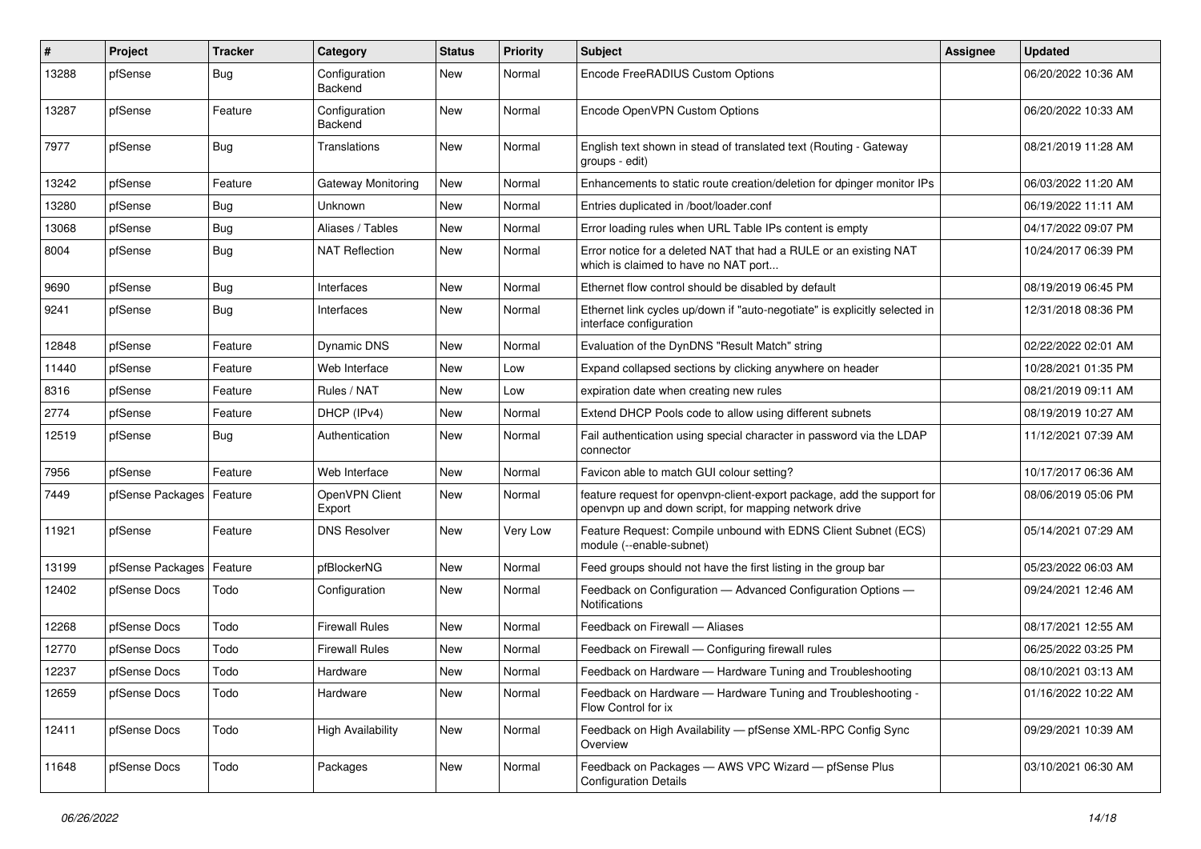| # | Project | Tracker | Category | Status | Priority | Subject | Assignee | Updated |
|---|---|---|---|---|---|---|---|---|
| 13288 | pfSense | Bug | Configuration Backend | New | Normal | Encode FreeRADIUS Custom Options | | 06/20/2022 10:36 AM |
| 13287 | pfSense | Feature | Configuration Backend | New | Normal | Encode OpenVPN Custom Options | | 06/20/2022 10:33 AM |
| 7977 | pfSense | Bug | Translations | New | Normal | English text shown in stead of translated text (Routing - Gateway groups - edit) | | 08/21/2019 11:28 AM |
| 13242 | pfSense | Feature | Gateway Monitoring | New | Normal | Enhancements to static route creation/deletion for dpinger monitor IPs | | 06/03/2022 11:20 AM |
| 13280 | pfSense | Bug | Unknown | New | Normal | Entries duplicated in /boot/loader.conf | | 06/19/2022 11:11 AM |
| 13068 | pfSense | Bug | Aliases / Tables | New | Normal | Error loading rules when URL Table IPs content is empty | | 04/17/2022 09:07 PM |
| 8004 | pfSense | Bug | NAT Reflection | New | Normal | Error notice for a deleted NAT that had a RULE or an existing NAT which is claimed to have no NAT port... | | 10/24/2017 06:39 PM |
| 9690 | pfSense | Bug | Interfaces | New | Normal | Ethernet flow control should be disabled by default | | 08/19/2019 06:45 PM |
| 9241 | pfSense | Bug | Interfaces | New | Normal | Ethernet link cycles up/down if "auto-negotiate" is explicitly selected in interface configuration | | 12/31/2018 08:36 PM |
| 12848 | pfSense | Feature | Dynamic DNS | New | Normal | Evaluation of the DynDNS "Result Match" string | | 02/22/2022 02:01 AM |
| 11440 | pfSense | Feature | Web Interface | New | Low | Expand collapsed sections by clicking anywhere on header | | 10/28/2021 01:35 PM |
| 8316 | pfSense | Feature | Rules / NAT | New | Low | expiration date when creating new rules | | 08/21/2019 09:11 AM |
| 2774 | pfSense | Feature | DHCP (IPv4) | New | Normal | Extend DHCP Pools code to allow using different subnets | | 08/19/2019 10:27 AM |
| 12519 | pfSense | Bug | Authentication | New | Normal | Fail authentication using special character in password via the LDAP connector | | 11/12/2021 07:39 AM |
| 7956 | pfSense | Feature | Web Interface | New | Normal | Favicon able to match GUI colour setting? | | 10/17/2017 06:36 AM |
| 7449 | pfSense Packages | Feature | OpenVPN Client Export | New | Normal | feature request for openvpn-client-export package, add the support for openvpn up and down script, for mapping network drive | | 08/06/2019 05:06 PM |
| 11921 | pfSense | Feature | DNS Resolver | New | Very Low | Feature Request: Compile unbound with EDNS Client Subnet (ECS) module (--enable-subnet) | | 05/14/2021 07:29 AM |
| 13199 | pfSense Packages | Feature | pfBlockerNG | New | Normal | Feed groups should not have the first listing in the group bar | | 05/23/2022 06:03 AM |
| 12402 | pfSense Docs | Todo | Configuration | New | Normal | Feedback on Configuration — Advanced Configuration Options — Notifications | | 09/24/2021 12:46 AM |
| 12268 | pfSense Docs | Todo | Firewall Rules | New | Normal | Feedback on Firewall — Aliases | | 08/17/2021 12:55 AM |
| 12770 | pfSense Docs | Todo | Firewall Rules | New | Normal | Feedback on Firewall — Configuring firewall rules | | 06/25/2022 03:25 PM |
| 12237 | pfSense Docs | Todo | Hardware | New | Normal | Feedback on Hardware — Hardware Tuning and Troubleshooting | | 08/10/2021 03:13 AM |
| 12659 | pfSense Docs | Todo | Hardware | New | Normal | Feedback on Hardware — Hardware Tuning and Troubleshooting - Flow Control for ix | | 01/16/2022 10:22 AM |
| 12411 | pfSense Docs | Todo | High Availability | New | Normal | Feedback on High Availability — pfSense XML-RPC Config Sync Overview | | 09/29/2021 10:39 AM |
| 11648 | pfSense Docs | Todo | Packages | New | Normal | Feedback on Packages — AWS VPC Wizard — pfSense Plus Configuration Details | | 03/10/2021 06:30 AM |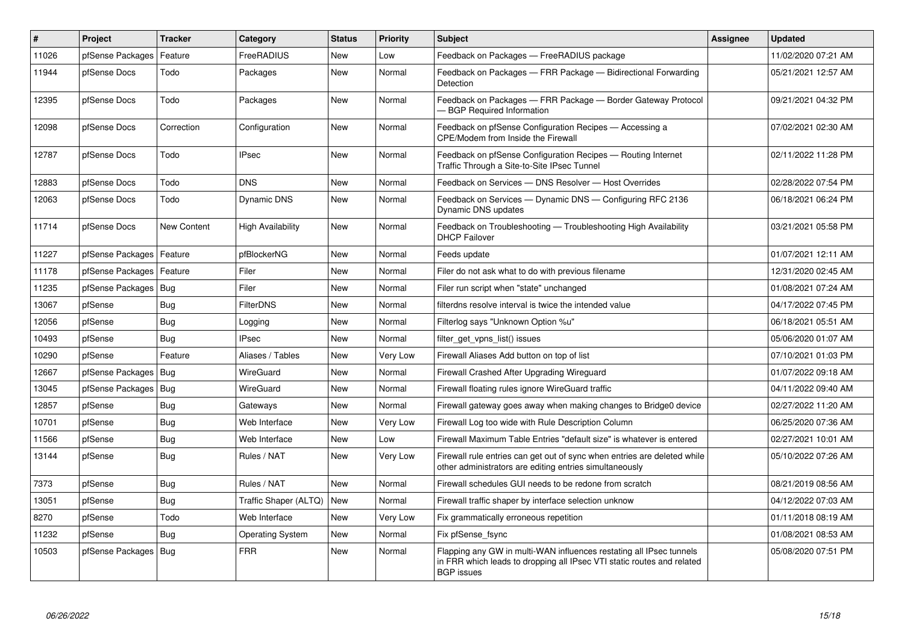| # | Project | Tracker | Category | Status | Priority | Subject | Assignee | Updated |
|---|---|---|---|---|---|---|---|---|
| 11026 | pfSense Packages | Feature | FreeRADIUS | New | Low | Feedback on Packages — FreeRADIUS package | | 11/02/2020 07:21 AM |
| 11944 | pfSense Docs | Todo | Packages | New | Normal | Feedback on Packages — FRR Package — Bidirectional Forwarding Detection | | 05/21/2021 12:57 AM |
| 12395 | pfSense Docs | Todo | Packages | New | Normal | Feedback on Packages — FRR Package — Border Gateway Protocol — BGP Required Information | | 09/21/2021 04:32 PM |
| 12098 | pfSense Docs | Correction | Configuration | New | Normal | Feedback on pfSense Configuration Recipes — Accessing a CPE/Modem from Inside the Firewall | | 07/02/2021 02:30 AM |
| 12787 | pfSense Docs | Todo | IPsec | New | Normal | Feedback on pfSense Configuration Recipes — Routing Internet Traffic Through a Site-to-Site IPsec Tunnel | | 02/11/2022 11:28 PM |
| 12883 | pfSense Docs | Todo | DNS | New | Normal | Feedback on Services — DNS Resolver — Host Overrides | | 02/28/2022 07:54 PM |
| 12063 | pfSense Docs | Todo | Dynamic DNS | New | Normal | Feedback on Services — Dynamic DNS — Configuring RFC 2136 Dynamic DNS updates | | 06/18/2021 06:24 PM |
| 11714 | pfSense Docs | New Content | High Availability | New | Normal | Feedback on Troubleshooting — Troubleshooting High Availability DHCP Failover | | 03/21/2021 05:58 PM |
| 11227 | pfSense Packages | Feature | pfBlockerNG | New | Normal | Feeds update | | 01/07/2021 12:11 AM |
| 11178 | pfSense Packages | Feature | Filer | New | Normal | Filer do not ask what to do with previous filename | | 12/31/2020 02:45 AM |
| 11235 | pfSense Packages | Bug | Filer | New | Normal | Filer run script when "state" unchanged | | 01/08/2021 07:24 AM |
| 13067 | pfSense | Bug | FilterDNS | New | Normal | filterdns resolve interval is twice the intended value | | 04/17/2022 07:45 PM |
| 12056 | pfSense | Bug | Logging | New | Normal | Filterlog says "Unknown Option %u" | | 06/18/2021 05:51 AM |
| 10493 | pfSense | Bug | IPsec | New | Normal | filter_get_vpns_list() issues | | 05/06/2020 01:07 AM |
| 10290 | pfSense | Feature | Aliases / Tables | New | Very Low | Firewall Aliases Add button on top of list | | 07/10/2021 01:03 PM |
| 12667 | pfSense Packages | Bug | WireGuard | New | Normal | Firewall Crashed After Upgrading Wireguard | | 01/07/2022 09:18 AM |
| 13045 | pfSense Packages | Bug | WireGuard | New | Normal | Firewall floating rules ignore WireGuard traffic | | 04/11/2022 09:40 AM |
| 12857 | pfSense | Bug | Gateways | New | Normal | Firewall gateway goes away when making changes to Bridge0 device | | 02/27/2022 11:20 AM |
| 10701 | pfSense | Bug | Web Interface | New | Very Low | Firewall Log too wide with Rule Description Column | | 06/25/2020 07:36 AM |
| 11566 | pfSense | Bug | Web Interface | New | Low | Firewall Maximum Table Entries "default size" is whatever is entered | | 02/27/2021 10:01 AM |
| 13144 | pfSense | Bug | Rules / NAT | New | Very Low | Firewall rule entries can get out of sync when entries are deleted while other administrators are editing entries simultaneously | | 05/10/2022 07:26 AM |
| 7373 | pfSense | Bug | Rules / NAT | New | Normal | Firewall schedules GUI needs to be redone from scratch | | 08/21/2019 08:56 AM |
| 13051 | pfSense | Bug | Traffic Shaper (ALTQ) | New | Normal | Firewall traffic shaper by interface selection unknow | | 04/12/2022 07:03 AM |
| 8270 | pfSense | Todo | Web Interface | New | Very Low | Fix grammatically erroneous repetition | | 01/11/2018 08:19 AM |
| 11232 | pfSense | Bug | Operating System | New | Normal | Fix pfSense_fsync | | 01/08/2021 08:53 AM |
| 10503 | pfSense Packages | Bug | FRR | New | Normal | Flapping any GW in multi-WAN influences restating all IPsec tunnels in FRR which leads to dropping all IPsec VTI static routes and related BGP issues | | 05/08/2020 07:51 PM |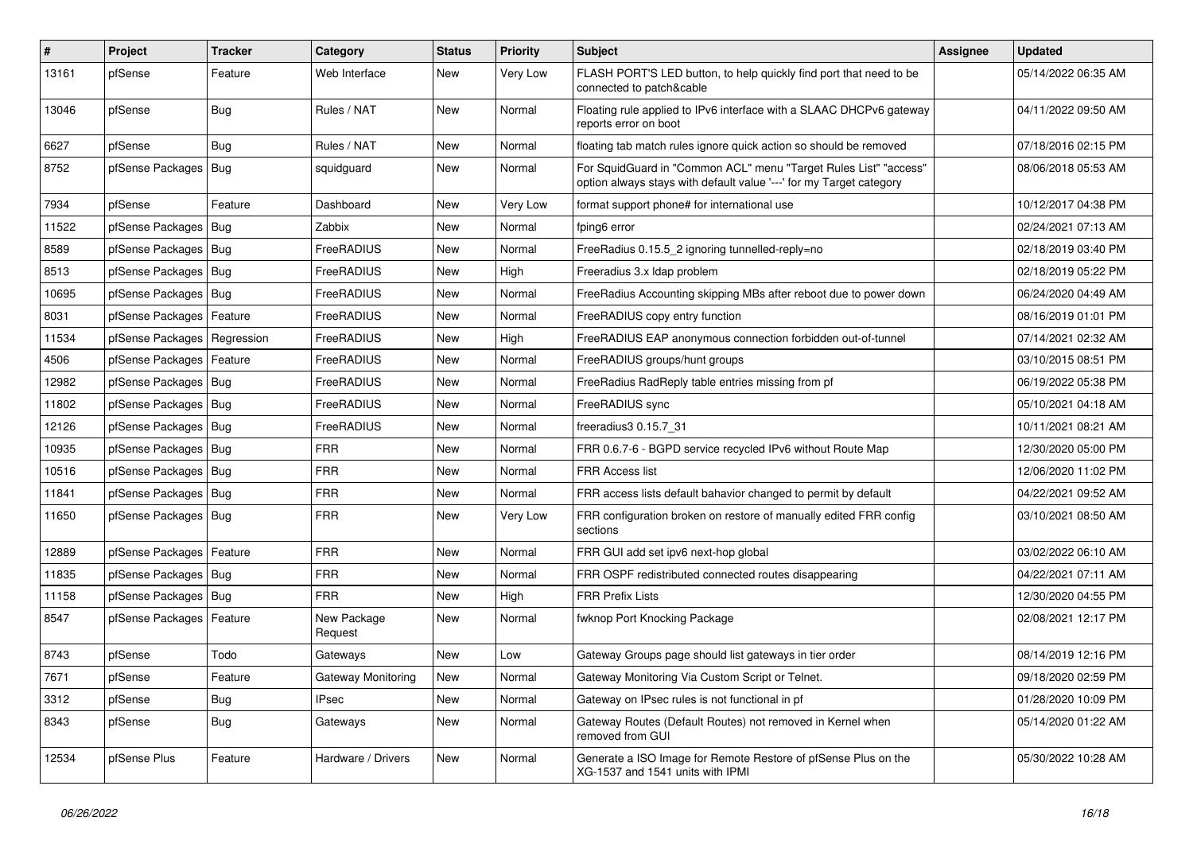| # | Project | Tracker | Category | Status | Priority | Subject | Assignee | Updated |
|---|---|---|---|---|---|---|---|---|
| 13161 | pfSense | Feature | Web Interface | New | Very Low | FLASH PORT'S LED button, to help quickly find port that need to be connected to patch&cable | | 05/14/2022 06:35 AM |
| 13046 | pfSense | Bug | Rules / NAT | New | Normal | Floating rule applied to IPv6 interface with a SLAAC DHCPv6 gateway reports error on boot | | 04/11/2022 09:50 AM |
| 6627 | pfSense | Bug | Rules / NAT | New | Normal | floating tab match rules ignore quick action so should be removed | | 07/18/2016 02:15 PM |
| 8752 | pfSense Packages | Bug | squidguard | New | Normal | For SquidGuard in "Common ACL" menu "Target Rules List" "access" option always stays with default value '---' for my Target category | | 08/06/2018 05:53 AM |
| 7934 | pfSense | Feature | Dashboard | New | Very Low | format support phone# for international use | | 10/12/2017 04:38 PM |
| 11522 | pfSense Packages | Bug | Zabbix | New | Normal | fping6 error | | 02/24/2021 07:13 AM |
| 8589 | pfSense Packages | Bug | FreeRADIUS | New | Normal | FreeRadius 0.15.5_2 ignoring tunnelled-reply=no | | 02/18/2019 03:40 PM |
| 8513 | pfSense Packages | Bug | FreeRADIUS | New | High | Freeradius 3.x ldap problem | | 02/18/2019 05:22 PM |
| 10695 | pfSense Packages | Bug | FreeRADIUS | New | Normal | FreeRadius Accounting skipping MBs after reboot due to power down | | 06/24/2020 04:49 AM |
| 8031 | pfSense Packages | Feature | FreeRADIUS | New | Normal | FreeRADIUS copy entry function | | 08/16/2019 01:01 PM |
| 11534 | pfSense Packages | Regression | FreeRADIUS | New | High | FreeRADIUS EAP anonymous connection forbidden out-of-tunnel | | 07/14/2021 02:32 AM |
| 4506 | pfSense Packages | Feature | FreeRADIUS | New | Normal | FreeRADIUS groups/hunt groups | | 03/10/2015 08:51 PM |
| 12982 | pfSense Packages | Bug | FreeRADIUS | New | Normal | FreeRadius RadReply table entries missing from pf | | 06/19/2022 05:38 PM |
| 11802 | pfSense Packages | Bug | FreeRADIUS | New | Normal | FreeRADIUS sync | | 05/10/2021 04:18 AM |
| 12126 | pfSense Packages | Bug | FreeRADIUS | New | Normal | freeradius3 0.15.7_31 | | 10/11/2021 08:21 AM |
| 10935 | pfSense Packages | Bug | FRR | New | Normal | FRR 0.6.7-6 - BGPD service recycled IPv6 without Route Map | | 12/30/2020 05:00 PM |
| 10516 | pfSense Packages | Bug | FRR | New | Normal | FRR Access list | | 12/06/2020 11:02 PM |
| 11841 | pfSense Packages | Bug | FRR | New | Normal | FRR access lists default bahavior changed to permit by default | | 04/22/2021 09:52 AM |
| 11650 | pfSense Packages | Bug | FRR | New | Very Low | FRR configuration broken on restore of manually edited FRR config sections | | 03/10/2021 08:50 AM |
| 12889 | pfSense Packages | Feature | FRR | New | Normal | FRR GUI add set ipv6 next-hop global | | 03/02/2022 06:10 AM |
| 11835 | pfSense Packages | Bug | FRR | New | Normal | FRR OSPF redistributed connected routes disappearing | | 04/22/2021 07:11 AM |
| 11158 | pfSense Packages | Bug | FRR | New | High | FRR Prefix Lists | | 12/30/2020 04:55 PM |
| 8547 | pfSense Packages | Feature | New Package Request | New | Normal | fwknop Port Knocking Package | | 02/08/2021 12:17 PM |
| 8743 | pfSense | Todo | Gateways | New | Low | Gateway Groups page should list gateways in tier order | | 08/14/2019 12:16 PM |
| 7671 | pfSense | Feature | Gateway Monitoring | New | Normal | Gateway Monitoring Via Custom Script or Telnet. | | 09/18/2020 02:59 PM |
| 3312 | pfSense | Bug | IPsec | New | Normal | Gateway on IPsec rules is not functional in pf | | 01/28/2020 10:09 PM |
| 8343 | pfSense | Bug | Gateways | New | Normal | Gateway Routes (Default Routes) not removed in Kernel when removed from GUI | | 05/14/2020 01:22 AM |
| 12534 | pfSense Plus | Feature | Hardware / Drivers | New | Normal | Generate a ISO Image for Remote Restore of pfSense Plus on the XG-1537 and 1541 units with IPMI | | 05/30/2022 10:28 AM |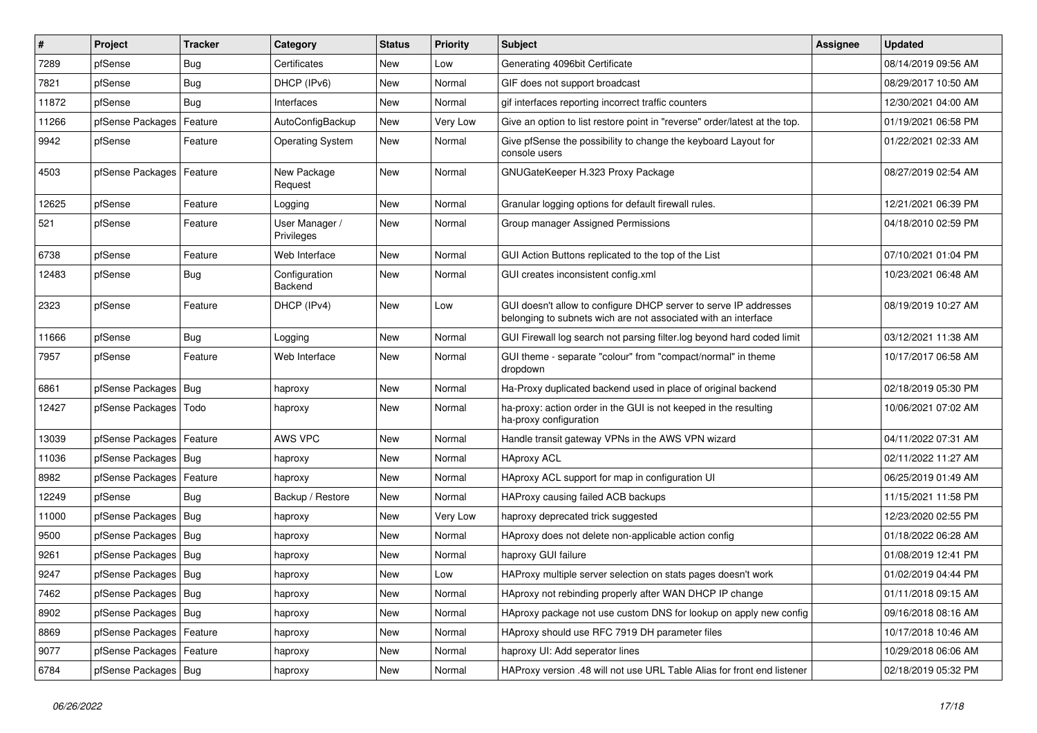| # | Project | Tracker | Category | Status | Priority | Subject | Assignee | Updated |
|---|---|---|---|---|---|---|---|---|
| 7289 | pfSense | Bug | Certificates | New | Low | Generating 4096bit Certificate | | 08/14/2019 09:56 AM |
| 7821 | pfSense | Bug | DHCP (IPv6) | New | Normal | GIF does not support broadcast | | 08/29/2017 10:50 AM |
| 11872 | pfSense | Bug | Interfaces | New | Normal | gif interfaces reporting incorrect traffic counters | | 12/30/2021 04:00 AM |
| 11266 | pfSense Packages | Feature | AutoConfigBackup | New | Very Low | Give an option to list restore point in "reverse" order/latest at the top. | | 01/19/2021 06:58 PM |
| 9942 | pfSense | Feature | Operating System | New | Normal | Give pfSense the possibility to change the keyboard Layout for console users | | 01/22/2021 02:33 AM |
| 4503 | pfSense Packages | Feature | New Package Request | New | Normal | GNUGateKeeper H.323 Proxy Package | | 08/27/2019 02:54 AM |
| 12625 | pfSense | Feature | Logging | New | Normal | Granular logging options for default firewall rules. | | 12/21/2021 06:39 PM |
| 521 | pfSense | Feature | User Manager / Privileges | New | Normal | Group manager Assigned Permissions | | 04/18/2010 02:59 PM |
| 6738 | pfSense | Feature | Web Interface | New | Normal | GUI Action Buttons replicated to the top of the List | | 07/10/2021 01:04 PM |
| 12483 | pfSense | Bug | Configuration Backend | New | Normal | GUI creates inconsistent config.xml | | 10/23/2021 06:48 AM |
| 2323 | pfSense | Feature | DHCP (IPv4) | New | Low | GUI doesn't allow to configure DHCP server to serve IP addresses belonging to subnets wich are not associated with an interface | | 08/19/2019 10:27 AM |
| 11666 | pfSense | Bug | Logging | New | Normal | GUI Firewall log search not parsing filter.log beyond hard coded limit | | 03/12/2021 11:38 AM |
| 7957 | pfSense | Feature | Web Interface | New | Normal | GUI theme - separate "colour" from "compact/normal" in theme dropdown | | 10/17/2017 06:58 AM |
| 6861 | pfSense Packages | Bug | haproxy | New | Normal | Ha-Proxy duplicated backend used in place of original backend | | 02/18/2019 05:30 PM |
| 12427 | pfSense Packages | Todo | haproxy | New | Normal | ha-proxy: action order in the GUI is not keeped in the resulting ha-proxy configuration | | 10/06/2021 07:02 AM |
| 13039 | pfSense Packages | Feature | AWS VPC | New | Normal | Handle transit gateway VPNs in the AWS VPN wizard | | 04/11/2022 07:31 AM |
| 11036 | pfSense Packages | Bug | haproxy | New | Normal | HAproxy ACL | | 02/11/2022 11:27 AM |
| 8982 | pfSense Packages | Feature | haproxy | New | Normal | HAproxy ACL support for map in configuration UI | | 06/25/2019 01:49 AM |
| 12249 | pfSense | Bug | Backup / Restore | New | Normal | HAProxy causing failed ACB backups | | 11/15/2021 11:58 PM |
| 11000 | pfSense Packages | Bug | haproxy | New | Very Low | haproxy deprecated trick suggested | | 12/23/2020 02:55 PM |
| 9500 | pfSense Packages | Bug | haproxy | New | Normal | HAproxy does not delete non-applicable action config | | 01/18/2022 06:28 AM |
| 9261 | pfSense Packages | Bug | haproxy | New | Normal | haproxy GUI failure | | 01/08/2019 12:41 PM |
| 9247 | pfSense Packages | Bug | haproxy | New | Low | HAProxy multiple server selection on stats pages doesn't work | | 01/02/2019 04:44 PM |
| 7462 | pfSense Packages | Bug | haproxy | New | Normal | HAproxy not rebinding properly after WAN DHCP IP change | | 01/11/2018 09:15 AM |
| 8902 | pfSense Packages | Bug | haproxy | New | Normal | HAproxy package not use custom DNS for lookup on apply new config | | 09/16/2018 08:16 AM |
| 8869 | pfSense Packages | Feature | haproxy | New | Normal | HAproxy should use RFC 7919 DH parameter files | | 10/17/2018 10:46 AM |
| 9077 | pfSense Packages | Feature | haproxy | New | Normal | haproxy UI: Add seperator lines | | 10/29/2018 06:06 AM |
| 6784 | pfSense Packages | Bug | haproxy | New | Normal | HAProxy version .48 will not use URL Table Alias for front end listener | | 02/18/2019 05:32 PM |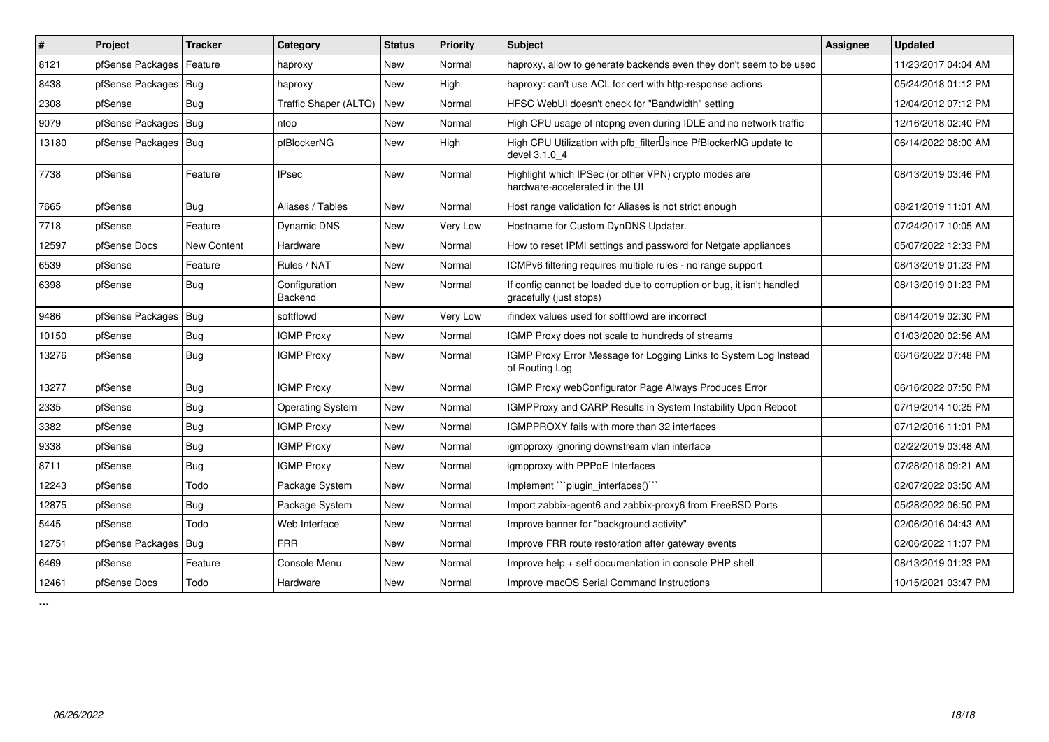| # | Project | Tracker | Category | Status | Priority | Subject | Assignee | Updated |
|---|---|---|---|---|---|---|---|---|
| 8121 | pfSense Packages | Feature | haproxy | New | Normal | haproxy, allow to generate backends even they don't seem to be used | | 11/23/2017 04:04 AM |
| 8438 | pfSense Packages | Bug | haproxy | New | High | haproxy: can't use ACL for cert with http-response actions | | 05/24/2018 01:12 PM |
| 2308 | pfSense | Bug | Traffic Shaper (ALTQ) | New | Normal | HFSC WebUI doesn't check for "Bandwidth" setting | | 12/04/2012 07:12 PM |
| 9079 | pfSense Packages | Bug | ntop | New | Normal | High CPU usage of ntopng even during IDLE and no network traffic | | 12/16/2018 02:40 PM |
| 13180 | pfSense Packages | Bug | pfBlockerNG | New | High | High CPU Utilization with pfb_filter since PfBlockerNG update to devel 3.1.0_4 | | 06/14/2022 08:00 AM |
| 7738 | pfSense | Feature | IPsec | New | Normal | Highlight which IPSec (or other VPN) crypto modes are hardware-accelerated in the UI | | 08/13/2019 03:46 PM |
| 7665 | pfSense | Bug | Aliases / Tables | New | Normal | Host range validation for Aliases is not strict enough | | 08/21/2019 11:01 AM |
| 7718 | pfSense | Feature | Dynamic DNS | New | Very Low | Hostname for Custom DynDNS Updater. | | 07/24/2017 10:05 AM |
| 12597 | pfSense Docs | New Content | Hardware | New | Normal | How to reset IPMI settings and password for Netgate appliances | | 05/07/2022 12:33 PM |
| 6539 | pfSense | Feature | Rules / NAT | New | Normal | ICMPv6 filtering requires multiple rules - no range support | | 08/13/2019 01:23 PM |
| 6398 | pfSense | Bug | Configuration Backend | New | Normal | If config cannot be loaded due to corruption or bug, it isn't handled gracefully (just stops) | | 08/13/2019 01:23 PM |
| 9486 | pfSense Packages | Bug | softflowd | New | Very Low | ifindex values used for softflowd are incorrect | | 08/14/2019 02:30 PM |
| 10150 | pfSense | Bug | IGMP Proxy | New | Normal | IGMP Proxy does not scale to hundreds of streams | | 01/03/2020 02:56 AM |
| 13276 | pfSense | Bug | IGMP Proxy | New | Normal | IGMP Proxy Error Message for Logging Links to System Log Instead of Routing Log | | 06/16/2022 07:48 PM |
| 13277 | pfSense | Bug | IGMP Proxy | New | Normal | IGMP Proxy webConfigurator Page Always Produces Error | | 06/16/2022 07:50 PM |
| 2335 | pfSense | Bug | Operating System | New | Normal | IGMPProxy and CARP Results in System Instability Upon Reboot | | 07/19/2014 10:25 PM |
| 3382 | pfSense | Bug | IGMP Proxy | New | Normal | IGMPPROXY fails with more than 32 interfaces | | 07/12/2016 11:01 PM |
| 9338 | pfSense | Bug | IGMP Proxy | New | Normal | igmpproxy ignoring downstream vlan interface | | 02/22/2019 03:48 AM |
| 8711 | pfSense | Bug | IGMP Proxy | New | Normal | igmpproxy with PPPoE Interfaces | | 07/28/2018 09:21 AM |
| 12243 | pfSense | Todo | Package System | New | Normal | Implement ```plugin_interfaces()``` | | 02/07/2022 03:50 AM |
| 12875 | pfSense | Bug | Package System | New | Normal | Import zabbix-agent6 and zabbix-proxy6 from FreeBSD Ports | | 05/28/2022 06:50 PM |
| 5445 | pfSense | Todo | Web Interface | New | Normal | Improve banner for "background activity" | | 02/06/2016 04:43 AM |
| 12751 | pfSense Packages | Bug | FRR | New | Normal | Improve FRR route restoration after gateway events | | 02/06/2022 11:07 PM |
| 6469 | pfSense | Feature | Console Menu | New | Normal | Improve help + self documentation in console PHP shell | | 08/13/2019 01:23 PM |
| 12461 | pfSense Docs | Todo | Hardware | New | Normal | Improve macOS Serial Command Instructions | | 10/15/2021 03:47 PM |

...